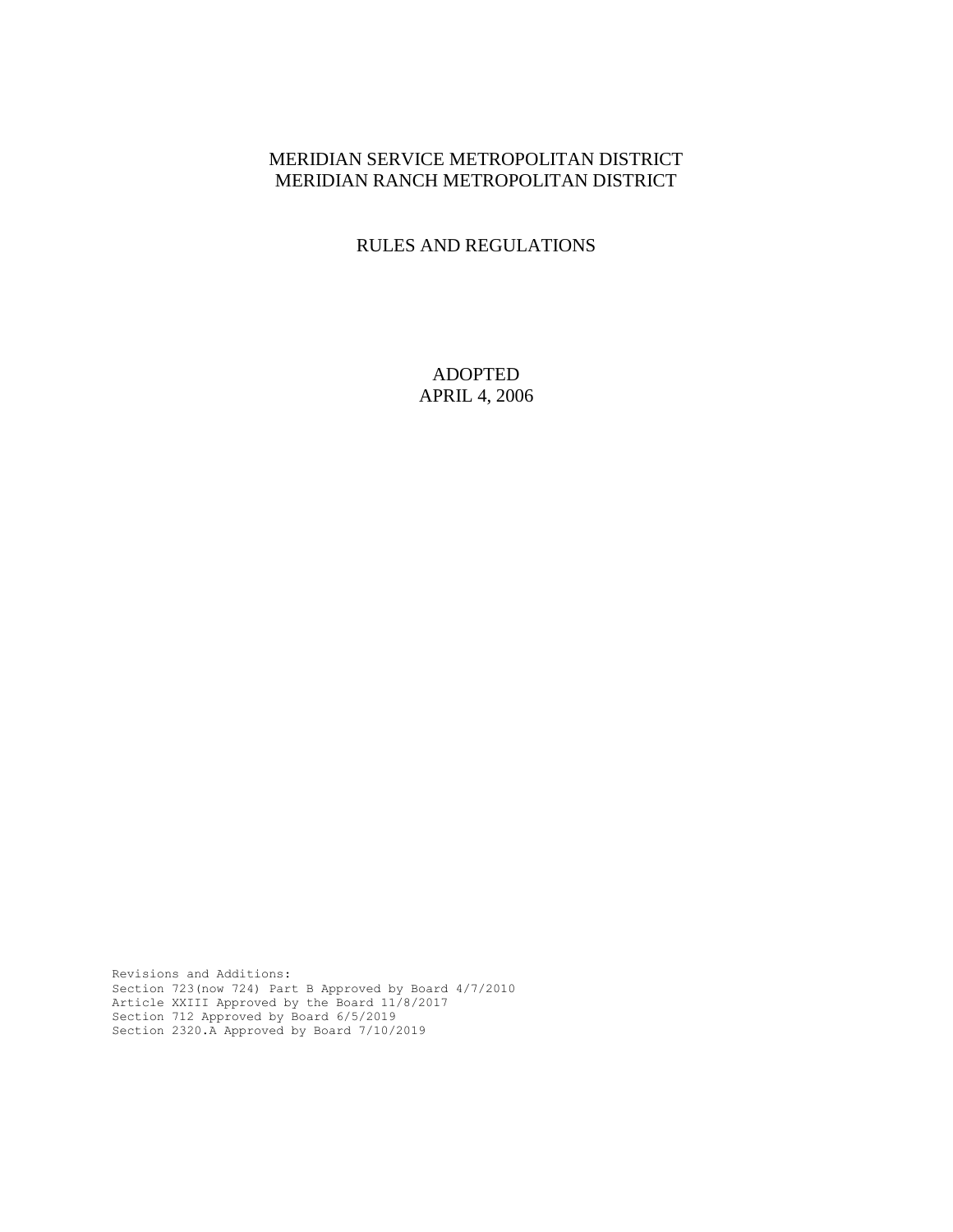# MERIDIAN SERVICE METROPOLITAN DISTRICT
# MERIDIAN RANCH METROPOLITAN DISTRICT

## RULES AND REGULATIONS

ADOPTED
APRIL 4, 2006

Revisions and Additions:
Section 723(now 724) Part B Approved by Board 4/7/2010
Article XXIII Approved by the Board 11/8/2017
Section 712 Approved by Board 6/5/2019
Section 2320.A Approved by Board 7/10/2019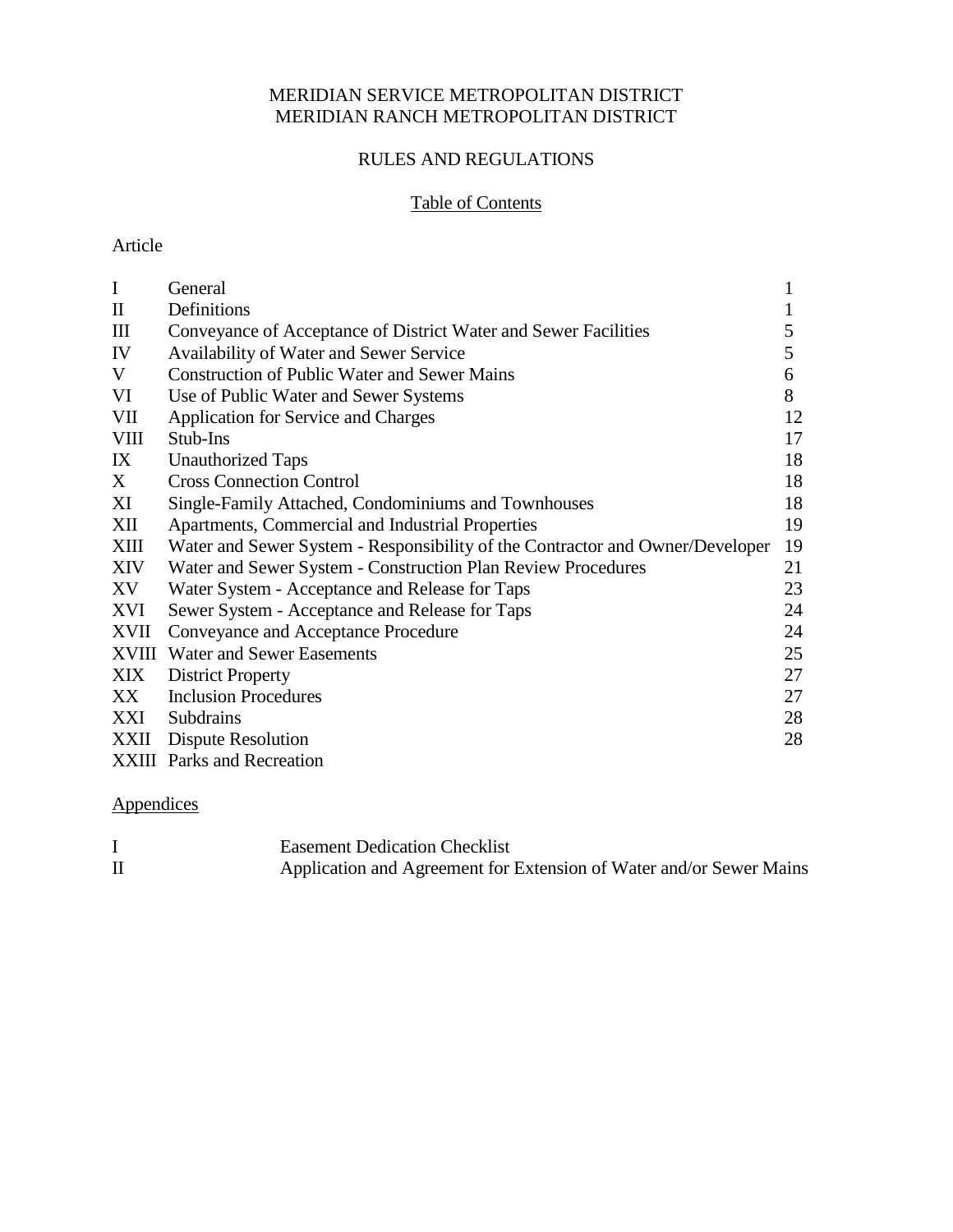MERIDIAN SERVICE METROPOLITAN DISTRICT
MERIDIAN RANCH METROPOLITAN DISTRICT

RULES AND REGULATIONS

Table of Contents

Article

| | | |
|---|---|---|
| I | General | 1 |
| II | Definitions | 1 |
| III | Conveyance of Acceptance of District Water and Sewer Facilities | 5 |
| IV | Availability of Water and Sewer Service | 5 |
| V | Construction of Public Water and Sewer Mains | 6 |
| VI | Use of Public Water and Sewer Systems | 8 |
| VII | Application for Service and Charges | 12 |
| VIII | Stub-Ins | 17 |
| IX | Unauthorized Taps | 18 |
| X | Cross Connection Control | 18 |
| XI | Single-Family Attached, Condominiums and Townhouses | 18 |
| XII | Apartments, Commercial and Industrial Properties | 19 |
| XIII | Water and Sewer System - Responsibility of the Contractor and Owner/Developer | 19 |
| XIV | Water and Sewer System - Construction Plan Review Procedures | 21 |
| XV | Water System - Acceptance and Release for Taps | 23 |
| XVI | Sewer System - Acceptance and Release for Taps | 24 |
| XVII | Conveyance and Acceptance Procedure | 24 |
| XVIII | Water and Sewer Easements | 25 |
| XIX | District Property | 27 |
| XX | Inclusion Procedures | 27 |
| XXI | Subdrains | 28 |
| XXII | Dispute Resolution | 28 |
| XXIII | Parks and Recreation | |

Appendices

| | |
|---|---|
| I | Easement Dedication Checklist |
| II | Application and Agreement for Extension of Water and/or Sewer Mains |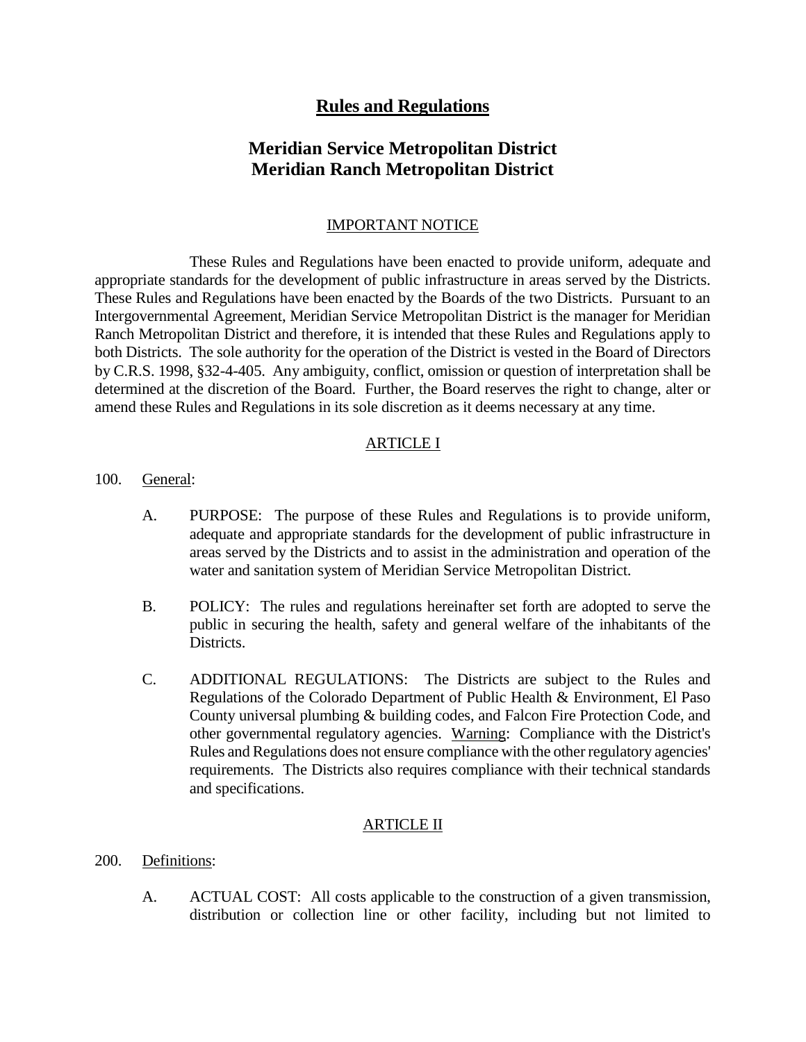# Rules and Regulations

## Meridian Service Metropolitan District
## Meridian Ranch Metropolitan District

### IMPORTANT NOTICE

These Rules and Regulations have been enacted to provide uniform, adequate and appropriate standards for the development of public infrastructure in areas served by the Districts. These Rules and Regulations have been enacted by the Boards of the two Districts. Pursuant to an Intergovernmental Agreement, Meridian Service Metropolitan District is the manager for Meridian Ranch Metropolitan District and therefore, it is intended that these Rules and Regulations apply to both Districts. The sole authority for the operation of the District is vested in the Board of Directors by C.R.S. 1998, §32-4-405. Any ambiguity, conflict, omission or question of interpretation shall be determined at the discretion of the Board. Further, the Board reserves the right to change, alter or amend these Rules and Regulations in its sole discretion as it deems necessary at any time.

### ARTICLE I

100. General:

A. PURPOSE: The purpose of these Rules and Regulations is to provide uniform, adequate and appropriate standards for the development of public infrastructure in areas served by the Districts and to assist in the administration and operation of the water and sanitation system of Meridian Service Metropolitan District.

B. POLICY: The rules and regulations hereinafter set forth are adopted to serve the public in securing the health, safety and general welfare of the inhabitants of the Districts.

C. ADDITIONAL REGULATIONS: The Districts are subject to the Rules and Regulations of the Colorado Department of Public Health & Environment, El Paso County universal plumbing & building codes, and Falcon Fire Protection Code, and other governmental regulatory agencies. Warning: Compliance with the District's Rules and Regulations does not ensure compliance with the other regulatory agencies' requirements. The Districts also requires compliance with their technical standards and specifications.

### ARTICLE II

200. Definitions:

A. ACTUAL COST: All costs applicable to the construction of a given transmission, distribution or collection line or other facility, including but not limited to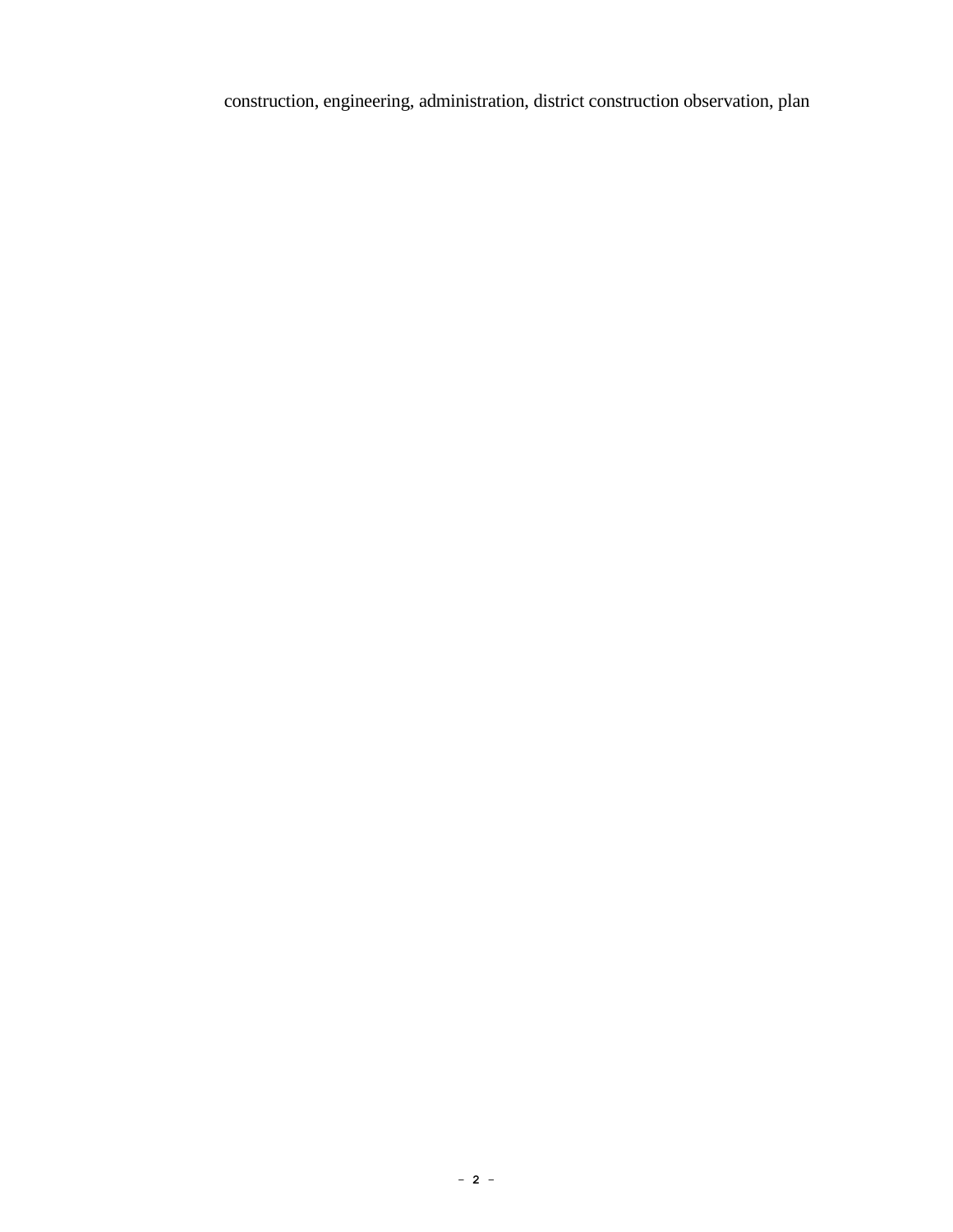construction, engineering, administration, district construction observation, plan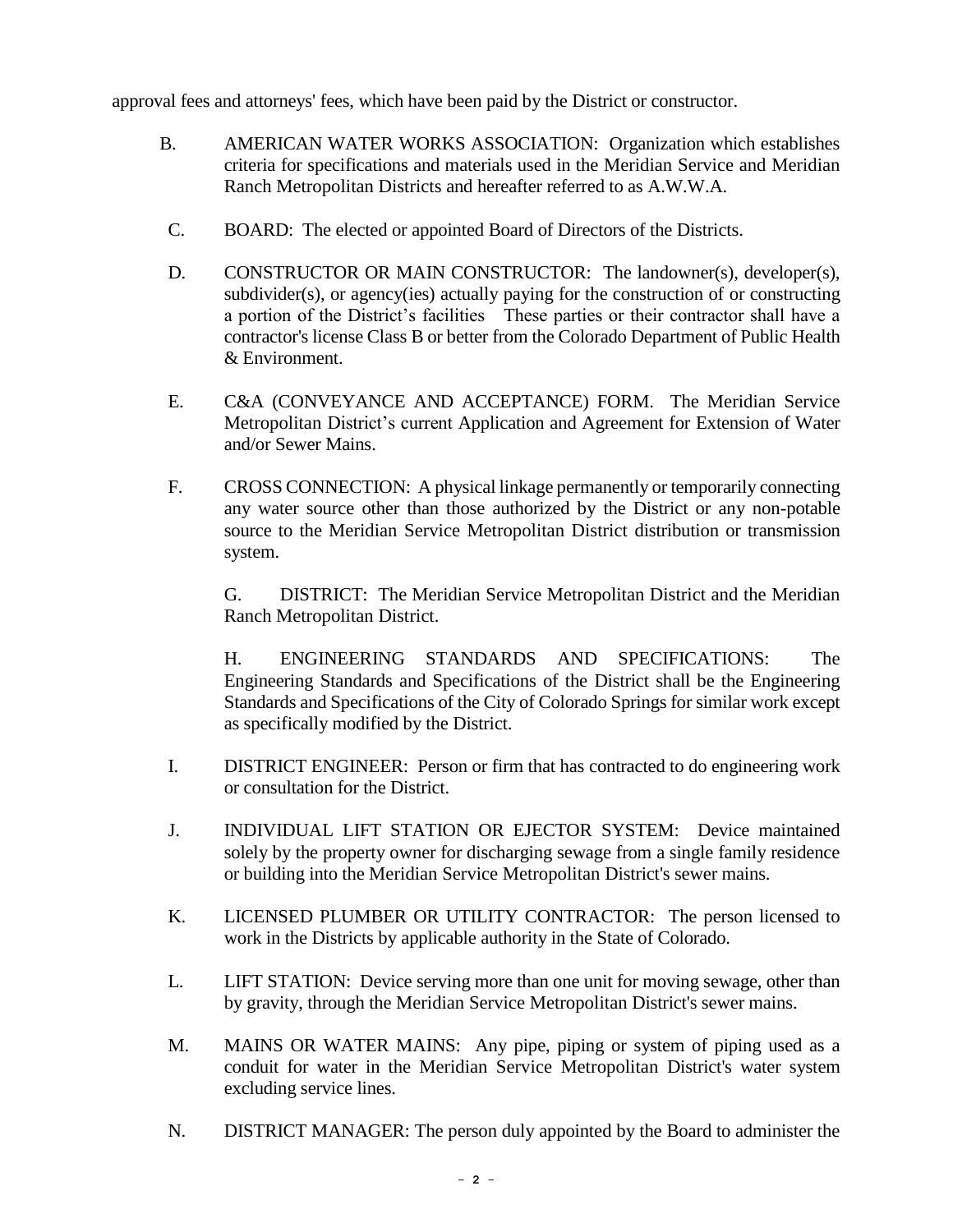approval fees and attorneys' fees, which have been paid by the District or constructor.

B. AMERICAN WATER WORKS ASSOCIATION: Organization which establishes criteria for specifications and materials used in the Meridian Service and Meridian Ranch Metropolitan Districts and hereafter referred to as A.W.W.A.

C. BOARD: The elected or appointed Board of Directors of the Districts.

D. CONSTRUCTOR OR MAIN CONSTRUCTOR: The landowner(s), developer(s), subdivider(s), or agency(ies) actually paying for the construction of or constructing a portion of the District's facilities These parties or their contractor shall have a contractor's license Class B or better from the Colorado Department of Public Health & Environment.

E. C&A (CONVEYANCE AND ACCEPTANCE) FORM. The Meridian Service Metropolitan District's current Application and Agreement for Extension of Water and/or Sewer Mains.

F. CROSS CONNECTION: A physical linkage permanently or temporarily connecting any water source other than those authorized by the District or any non-potable source to the Meridian Service Metropolitan District distribution or transmission system.

G. DISTRICT: The Meridian Service Metropolitan District and the Meridian Ranch Metropolitan District.

H. ENGINEERING STANDARDS AND SPECIFICATIONS: The Engineering Standards and Specifications of the District shall be the Engineering Standards and Specifications of the City of Colorado Springs for similar work except as specifically modified by the District.

I. DISTRICT ENGINEER: Person or firm that has contracted to do engineering work or consultation for the District.

J. INDIVIDUAL LIFT STATION OR EJECTOR SYSTEM: Device maintained solely by the property owner for discharging sewage from a single family residence or building into the Meridian Service Metropolitan District's sewer mains.

K. LICENSED PLUMBER OR UTILITY CONTRACTOR: The person licensed to work in the Districts by applicable authority in the State of Colorado.

L. LIFT STATION: Device serving more than one unit for moving sewage, other than by gravity, through the Meridian Service Metropolitan District's sewer mains.

M. MAINS OR WATER MAINS: Any pipe, piping or system of piping used as a conduit for water in the Meridian Service Metropolitan District's water system excluding service lines.

N. DISTRICT MANAGER: The person duly appointed by the Board to administer the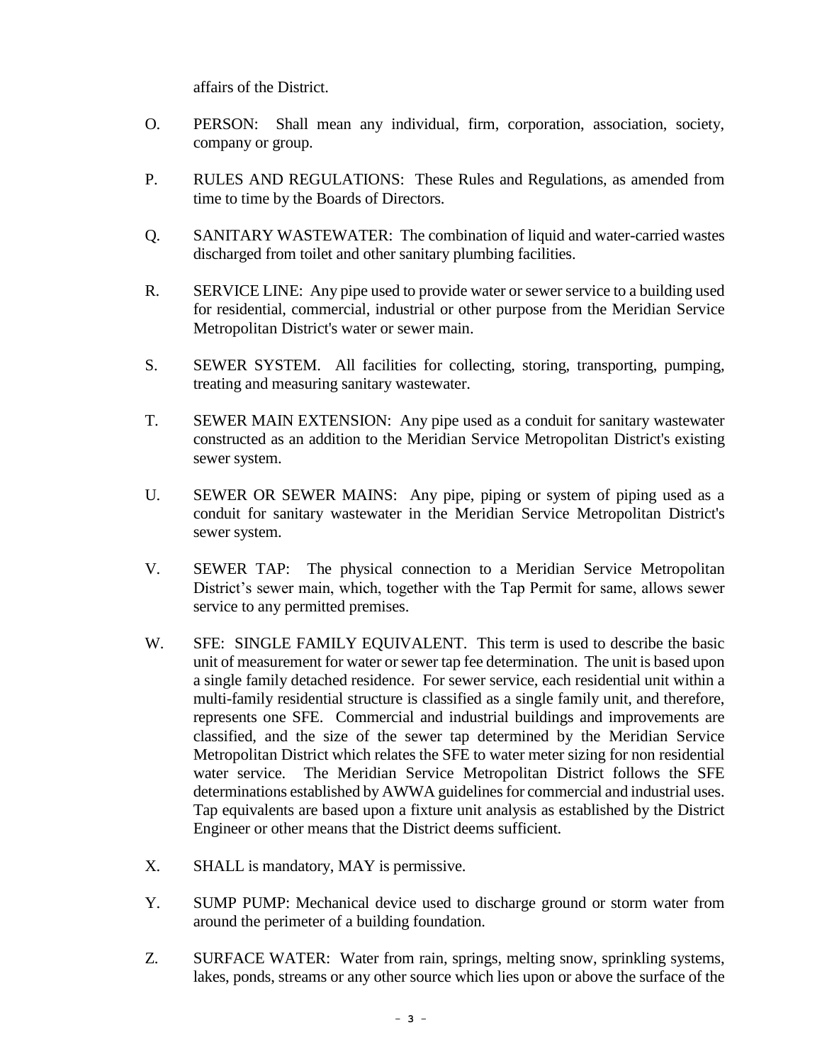affairs of the District.

O. PERSON: Shall mean any individual, firm, corporation, association, society, company or group.

P. RULES AND REGULATIONS: These Rules and Regulations, as amended from time to time by the Boards of Directors.

Q. SANITARY WASTEWATER: The combination of liquid and water-carried wastes discharged from toilet and other sanitary plumbing facilities.

R. SERVICE LINE: Any pipe used to provide water or sewer service to a building used for residential, commercial, industrial or other purpose from the Meridian Service Metropolitan District's water or sewer main.

S. SEWER SYSTEM. All facilities for collecting, storing, transporting, pumping, treating and measuring sanitary wastewater.

T. SEWER MAIN EXTENSION: Any pipe used as a conduit for sanitary wastewater constructed as an addition to the Meridian Service Metropolitan District's existing sewer system.

U. SEWER OR SEWER MAINS: Any pipe, piping or system of piping used as a conduit for sanitary wastewater in the Meridian Service Metropolitan District's sewer system.

V. SEWER TAP: The physical connection to a Meridian Service Metropolitan District's sewer main, which, together with the Tap Permit for same, allows sewer service to any permitted premises.

W. SFE: SINGLE FAMILY EQUIVALENT. This term is used to describe the basic unit of measurement for water or sewer tap fee determination. The unit is based upon a single family detached residence. For sewer service, each residential unit within a multi-family residential structure is classified as a single family unit, and therefore, represents one SFE. Commercial and industrial buildings and improvements are classified, and the size of the sewer tap determined by the Meridian Service Metropolitan District which relates the SFE to water meter sizing for non residential water service. The Meridian Service Metropolitan District follows the SFE determinations established by AWWA guidelines for commercial and industrial uses. Tap equivalents are based upon a fixture unit analysis as established by the District Engineer or other means that the District deems sufficient.

X. SHALL is mandatory, MAY is permissive.

Y. SUMP PUMP: Mechanical device used to discharge ground or storm water from around the perimeter of a building foundation.

Z. SURFACE WATER: Water from rain, springs, melting snow, sprinkling systems, lakes, ponds, streams or any other source which lies upon or above the surface of the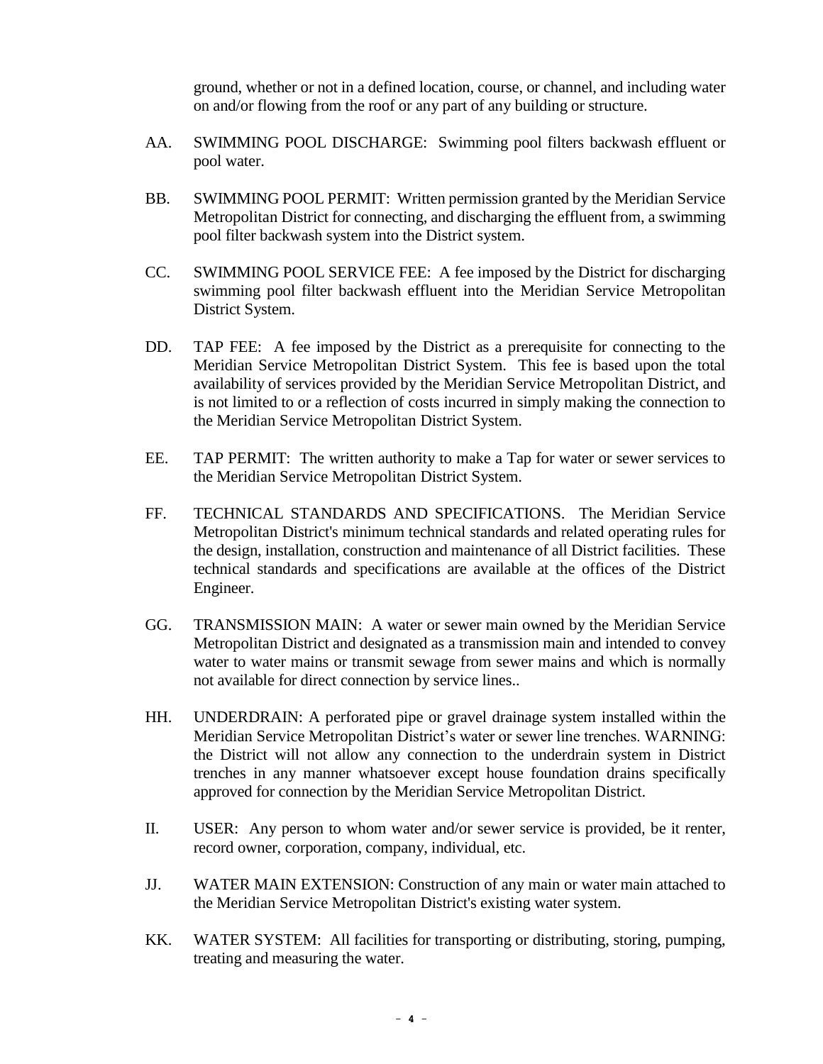ground, whether or not in a defined location, course, or channel, and including water on and/or flowing from the roof or any part of any building or structure.

AA. SWIMMING POOL DISCHARGE: Swimming pool filters backwash effluent or pool water.

BB. SWIMMING POOL PERMIT: Written permission granted by the Meridian Service Metropolitan District for connecting, and discharging the effluent from, a swimming pool filter backwash system into the District system.

CC. SWIMMING POOL SERVICE FEE: A fee imposed by the District for discharging swimming pool filter backwash effluent into the Meridian Service Metropolitan District System.

DD. TAP FEE: A fee imposed by the District as a prerequisite for connecting to the Meridian Service Metropolitan District System. This fee is based upon the total availability of services provided by the Meridian Service Metropolitan District, and is not limited to or a reflection of costs incurred in simply making the connection to the Meridian Service Metropolitan District System.

EE. TAP PERMIT: The written authority to make a Tap for water or sewer services to the Meridian Service Metropolitan District System.

FF. TECHNICAL STANDARDS AND SPECIFICATIONS. The Meridian Service Metropolitan District's minimum technical standards and related operating rules for the design, installation, construction and maintenance of all District facilities. These technical standards and specifications are available at the offices of the District Engineer.

GG. TRANSMISSION MAIN: A water or sewer main owned by the Meridian Service Metropolitan District and designated as a transmission main and intended to convey water to water mains or transmit sewage from sewer mains and which is normally not available for direct connection by service lines..

HH. UNDERDRAIN: A perforated pipe or gravel drainage system installed within the Meridian Service Metropolitan District's water or sewer line trenches. WARNING: the District will not allow any connection to the underdrain system in District trenches in any manner whatsoever except house foundation drains specifically approved for connection by the Meridian Service Metropolitan District.

II. USER: Any person to whom water and/or sewer service is provided, be it renter, record owner, corporation, company, individual, etc.

JJ. WATER MAIN EXTENSION: Construction of any main or water main attached to the Meridian Service Metropolitan District's existing water system.

KK. WATER SYSTEM: All facilities for transporting or distributing, storing, pumping, treating and measuring the water.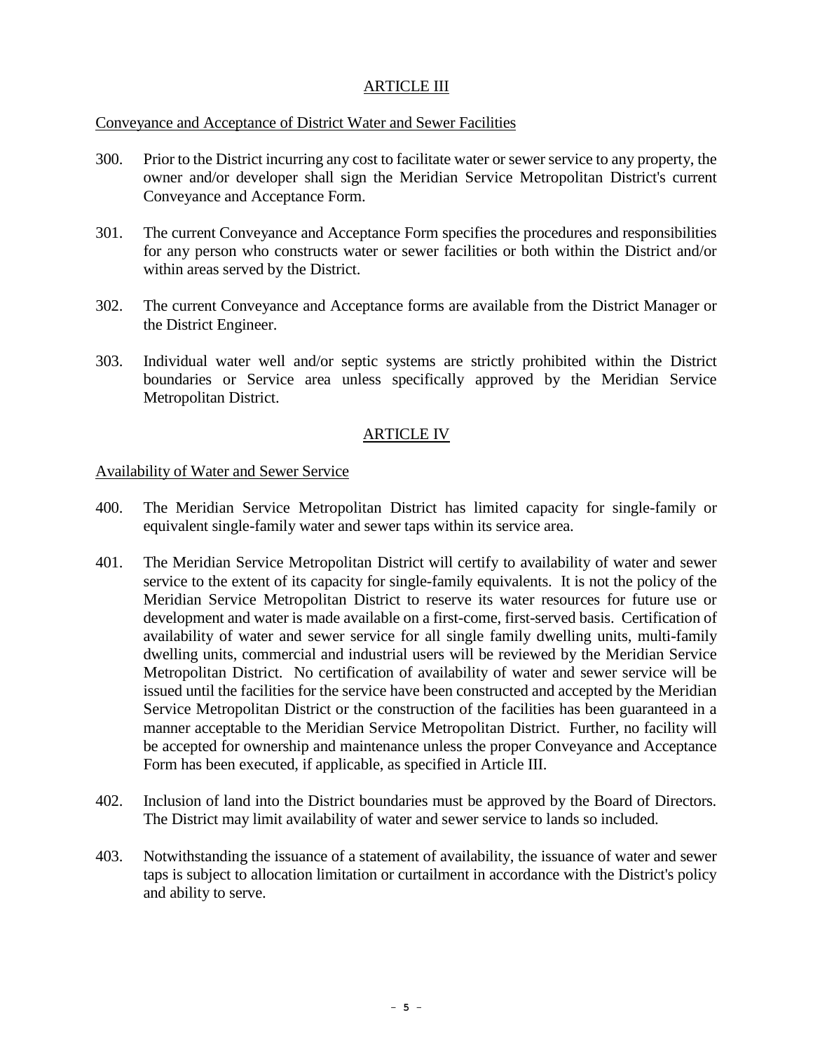## ARTICLE III

### Conveyance and Acceptance of District Water and Sewer Facilities

300. Prior to the District incurring any cost to facilitate water or sewer service to any property, the owner and/or developer shall sign the Meridian Service Metropolitan District's current Conveyance and Acceptance Form.

301. The current Conveyance and Acceptance Form specifies the procedures and responsibilities for any person who constructs water or sewer facilities or both within the District and/or within areas served by the District.

302. The current Conveyance and Acceptance forms are available from the District Manager or the District Engineer.

303. Individual water well and/or septic systems are strictly prohibited within the District boundaries or Service area unless specifically approved by the Meridian Service Metropolitan District.

## ARTICLE IV

### Availability of Water and Sewer Service

400. The Meridian Service Metropolitan District has limited capacity for single-family or equivalent single-family water and sewer taps within its service area.

401. The Meridian Service Metropolitan District will certify to availability of water and sewer service to the extent of its capacity for single-family equivalents. It is not the policy of the Meridian Service Metropolitan District to reserve its water resources for future use or development and water is made available on a first-come, first-served basis. Certification of availability of water and sewer service for all single family dwelling units, multi-family dwelling units, commercial and industrial users will be reviewed by the Meridian Service Metropolitan District. No certification of availability of water and sewer service will be issued until the facilities for the service have been constructed and accepted by the Meridian Service Metropolitan District or the construction of the facilities has been guaranteed in a manner acceptable to the Meridian Service Metropolitan District. Further, no facility will be accepted for ownership and maintenance unless the proper Conveyance and Acceptance Form has been executed, if applicable, as specified in Article III.

402. Inclusion of land into the District boundaries must be approved by the Board of Directors. The District may limit availability of water and sewer service to lands so included.

403. Notwithstanding the issuance of a statement of availability, the issuance of water and sewer taps is subject to allocation limitation or curtailment in accordance with the District's policy and ability to serve.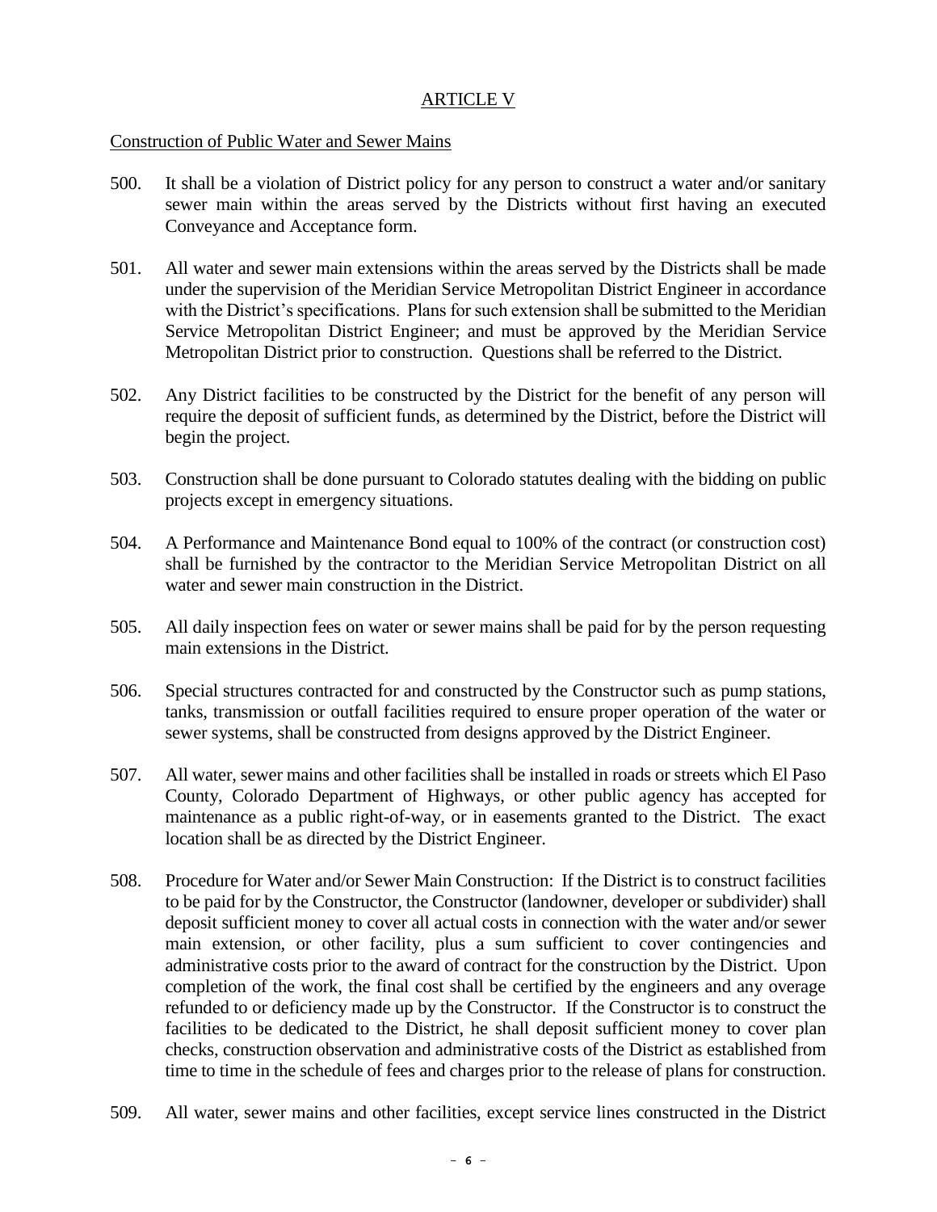## ARTICLE V

### Construction of Public Water and Sewer Mains

500. It shall be a violation of District policy for any person to construct a water and/or sanitary sewer main within the areas served by the Districts without first having an executed Conveyance and Acceptance form.

501. All water and sewer main extensions within the areas served by the Districts shall be made under the supervision of the Meridian Service Metropolitan District Engineer in accordance with the District's specifications. Plans for such extension shall be submitted to the Meridian Service Metropolitan District Engineer; and must be approved by the Meridian Service Metropolitan District prior to construction. Questions shall be referred to the District.

502. Any District facilities to be constructed by the District for the benefit of any person will require the deposit of sufficient funds, as determined by the District, before the District will begin the project.

503. Construction shall be done pursuant to Colorado statutes dealing with the bidding on public projects except in emergency situations.

504. A Performance and Maintenance Bond equal to 100% of the contract (or construction cost) shall be furnished by the contractor to the Meridian Service Metropolitan District on all water and sewer main construction in the District.

505. All daily inspection fees on water or sewer mains shall be paid for by the person requesting main extensions in the District.

506. Special structures contracted for and constructed by the Constructor such as pump stations, tanks, transmission or outfall facilities required to ensure proper operation of the water or sewer systems, shall be constructed from designs approved by the District Engineer.

507. All water, sewer mains and other facilities shall be installed in roads or streets which El Paso County, Colorado Department of Highways, or other public agency has accepted for maintenance as a public right-of-way, or in easements granted to the District. The exact location shall be as directed by the District Engineer.

508. Procedure for Water and/or Sewer Main Construction: If the District is to construct facilities to be paid for by the Constructor, the Constructor (landowner, developer or subdivider) shall deposit sufficient money to cover all actual costs in connection with the water and/or sewer main extension, or other facility, plus a sum sufficient to cover contingencies and administrative costs prior to the award of contract for the construction by the District. Upon completion of the work, the final cost shall be certified by the engineers and any overage refunded to or deficiency made up by the Constructor. If the Constructor is to construct the facilities to be dedicated to the District, he shall deposit sufficient money to cover plan checks, construction observation and administrative costs of the District as established from time to time in the schedule of fees and charges prior to the release of plans for construction.

509. All water, sewer mains and other facilities, except service lines constructed in the District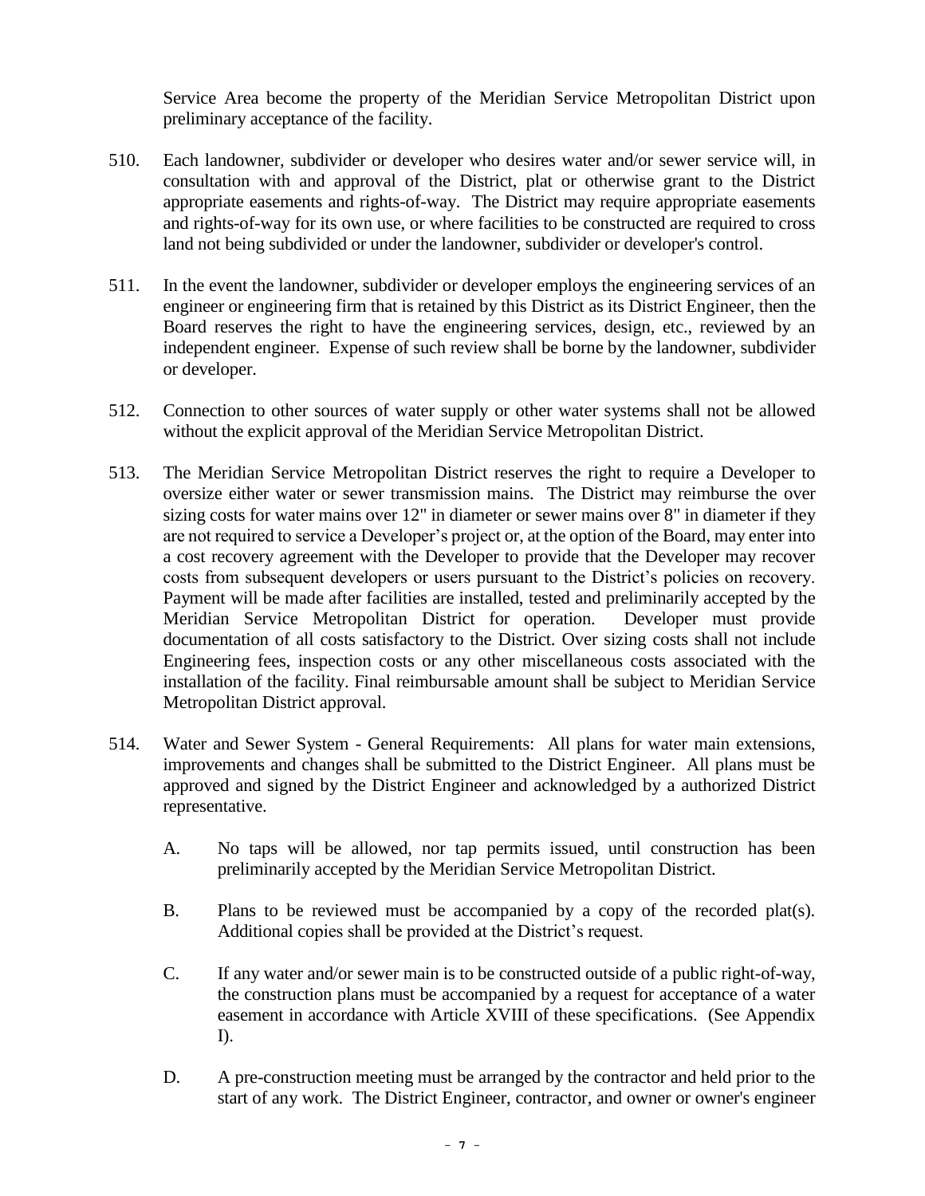Service Area become the property of the Meridian Service Metropolitan District upon preliminary acceptance of the facility.

510. Each landowner, subdivider or developer who desires water and/or sewer service will, in consultation with and approval of the District, plat or otherwise grant to the District appropriate easements and rights-of-way. The District may require appropriate easements and rights-of-way for its own use, or where facilities to be constructed are required to cross land not being subdivided or under the landowner, subdivider or developer's control.

511. In the event the landowner, subdivider or developer employs the engineering services of an engineer or engineering firm that is retained by this District as its District Engineer, then the Board reserves the right to have the engineering services, design, etc., reviewed by an independent engineer. Expense of such review shall be borne by the landowner, subdivider or developer.

512. Connection to other sources of water supply or other water systems shall not be allowed without the explicit approval of the Meridian Service Metropolitan District.

513. The Meridian Service Metropolitan District reserves the right to require a Developer to oversize either water or sewer transmission mains. The District may reimburse the over sizing costs for water mains over 12" in diameter or sewer mains over 8" in diameter if they are not required to service a Developer's project or, at the option of the Board, may enter into a cost recovery agreement with the Developer to provide that the Developer may recover costs from subsequent developers or users pursuant to the District's policies on recovery. Payment will be made after facilities are installed, tested and preliminarily accepted by the Meridian Service Metropolitan District for operation. Developer must provide documentation of all costs satisfactory to the District. Over sizing costs shall not include Engineering fees, inspection costs or any other miscellaneous costs associated with the installation of the facility. Final reimbursable amount shall be subject to Meridian Service Metropolitan District approval.

514. Water and Sewer System - General Requirements: All plans for water main extensions, improvements and changes shall be submitted to the District Engineer. All plans must be approved and signed by the District Engineer and acknowledged by a authorized District representative.

   A. No taps will be allowed, nor tap permits issued, until construction has been preliminarily accepted by the Meridian Service Metropolitan District.

   B. Plans to be reviewed must be accompanied by a copy of the recorded plat(s). Additional copies shall be provided at the District's request.

   C. If any water and/or sewer main is to be constructed outside of a public right-of-way, the construction plans must be accompanied by a request for acceptance of a water easement in accordance with Article XVIII of these specifications. (See Appendix I).

   D. A pre-construction meeting must be arranged by the contractor and held prior to the start of any work. The District Engineer, contractor, and owner or owner's engineer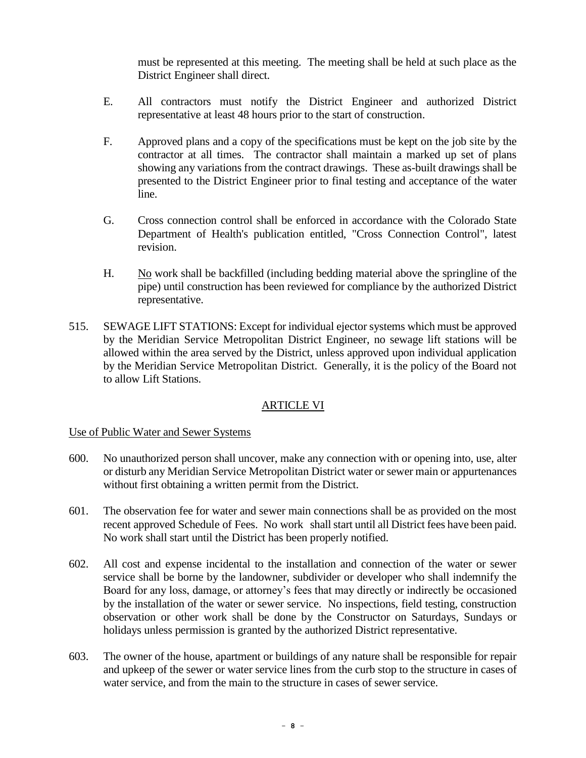must be represented at this meeting. The meeting shall be held at such place as the District Engineer shall direct.

E. All contractors must notify the District Engineer and authorized District representative at least 48 hours prior to the start of construction.

F. Approved plans and a copy of the specifications must be kept on the job site by the contractor at all times. The contractor shall maintain a marked up set of plans showing any variations from the contract drawings. These as-built drawings shall be presented to the District Engineer prior to final testing and acceptance of the water line.

G. Cross connection control shall be enforced in accordance with the Colorado State Department of Health's publication entitled, "Cross Connection Control", latest revision.

H. <u>No</u> work shall be backfilled (including bedding material above the springline of the pipe) until construction has been reviewed for compliance by the authorized District representative.

515. SEWAGE LIFT STATIONS: Except for individual ejector systems which must be approved by the Meridian Service Metropolitan District Engineer, no sewage lift stations will be allowed within the area served by the District, unless approved upon individual application by the Meridian Service Metropolitan District. Generally, it is the policy of the Board not to allow Lift Stations.

## <u>ARTICLE VI</u>

<u>Use of Public Water and Sewer Systems</u>

600. No unauthorized person shall uncover, make any connection with or opening into, use, alter or disturb any Meridian Service Metropolitan District water or sewer main or appurtenances without first obtaining a written permit from the District.

601. The observation fee for water and sewer main connections shall be as provided on the most recent approved Schedule of Fees. No work shall start until all District fees have been paid. No work shall start until the District has been properly notified.

602. All cost and expense incidental to the installation and connection of the water or sewer service shall be borne by the landowner, subdivider or developer who shall indemnify the Board for any loss, damage, or attorney's fees that may directly or indirectly be occasioned by the installation of the water or sewer service. No inspections, field testing, construction observation or other work shall be done by the Constructor on Saturdays, Sundays or holidays unless permission is granted by the authorized District representative.

603. The owner of the house, apartment or buildings of any nature shall be responsible for repair and upkeep of the sewer or water service lines from the curb stop to the structure in cases of water service, and from the main to the structure in cases of sewer service.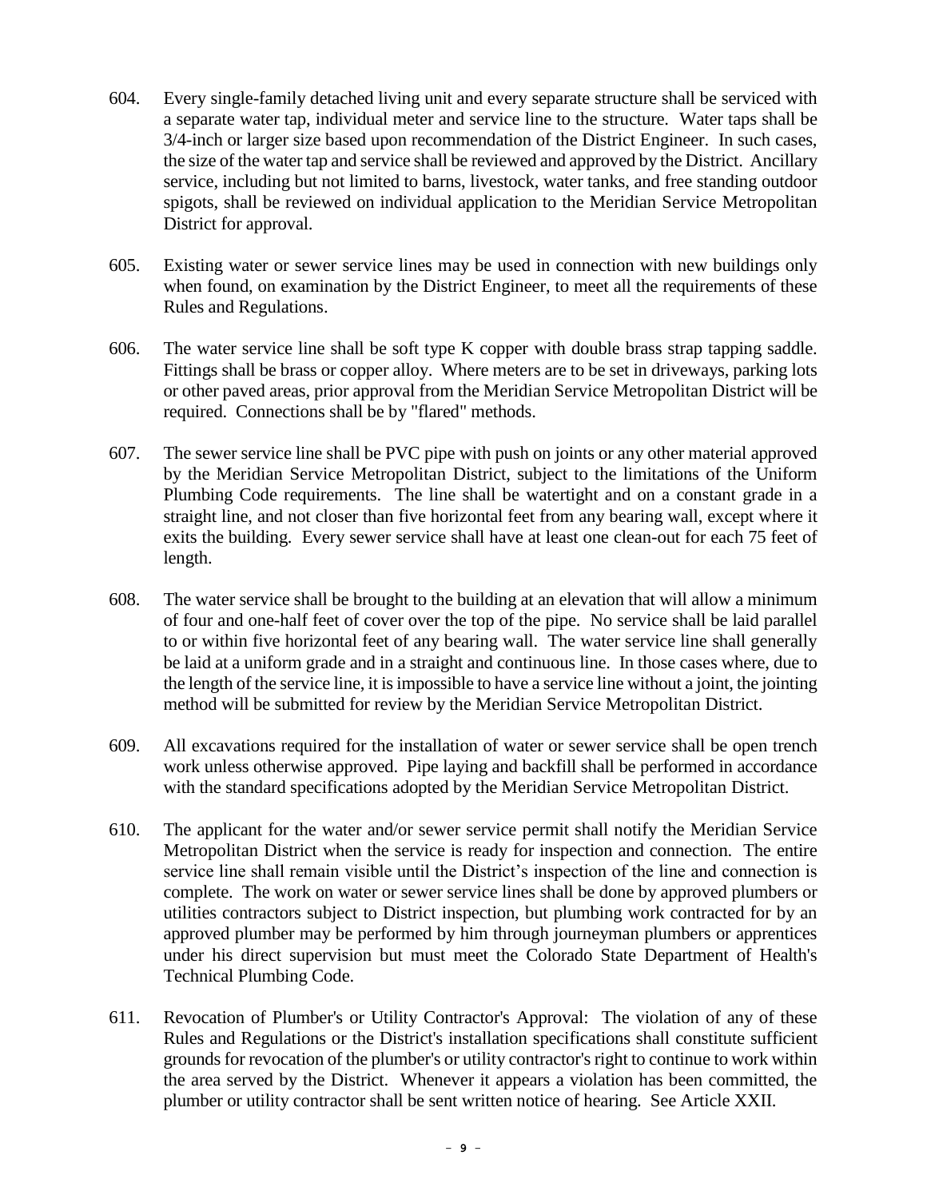604. Every single-family detached living unit and every separate structure shall be serviced with a separate water tap, individual meter and service line to the structure. Water taps shall be 3/4-inch or larger size based upon recommendation of the District Engineer. In such cases, the size of the water tap and service shall be reviewed and approved by the District. Ancillary service, including but not limited to barns, livestock, water tanks, and free standing outdoor spigots, shall be reviewed on individual application to the Meridian Service Metropolitan District for approval.

605. Existing water or sewer service lines may be used in connection with new buildings only when found, on examination by the District Engineer, to meet all the requirements of these Rules and Regulations.

606. The water service line shall be soft type K copper with double brass strap tapping saddle. Fittings shall be brass or copper alloy. Where meters are to be set in driveways, parking lots or other paved areas, prior approval from the Meridian Service Metropolitan District will be required. Connections shall be by "flared" methods.

607. The sewer service line shall be PVC pipe with push on joints or any other material approved by the Meridian Service Metropolitan District, subject to the limitations of the Uniform Plumbing Code requirements. The line shall be watertight and on a constant grade in a straight line, and not closer than five horizontal feet from any bearing wall, except where it exits the building. Every sewer service shall have at least one clean-out for each 75 feet of length.

608. The water service shall be brought to the building at an elevation that will allow a minimum of four and one-half feet of cover over the top of the pipe. No service shall be laid parallel to or within five horizontal feet of any bearing wall. The water service line shall generally be laid at a uniform grade and in a straight and continuous line. In those cases where, due to the length of the service line, it is impossible to have a service line without a joint, the jointing method will be submitted for review by the Meridian Service Metropolitan District.

609. All excavations required for the installation of water or sewer service shall be open trench work unless otherwise approved. Pipe laying and backfill shall be performed in accordance with the standard specifications adopted by the Meridian Service Metropolitan District.

610. The applicant for the water and/or sewer service permit shall notify the Meridian Service Metropolitan District when the service is ready for inspection and connection. The entire service line shall remain visible until the District's inspection of the line and connection is complete. The work on water or sewer service lines shall be done by approved plumbers or utilities contractors subject to District inspection, but plumbing work contracted for by an approved plumber may be performed by him through journeyman plumbers or apprentices under his direct supervision but must meet the Colorado State Department of Health's Technical Plumbing Code.

611. Revocation of Plumber's or Utility Contractor's Approval: The violation of any of these Rules and Regulations or the District's installation specifications shall constitute sufficient grounds for revocation of the plumber's or utility contractor's right to continue to work within the area served by the District. Whenever it appears a violation has been committed, the plumber or utility contractor shall be sent written notice of hearing. See Article XXII.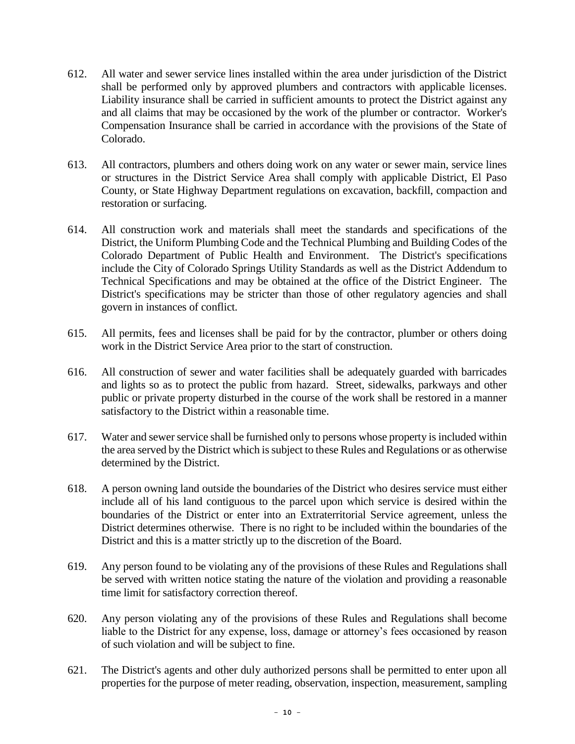612. All water and sewer service lines installed within the area under jurisdiction of the District shall be performed only by approved plumbers and contractors with applicable licenses. Liability insurance shall be carried in sufficient amounts to protect the District against any and all claims that may be occasioned by the work of the plumber or contractor. Worker's Compensation Insurance shall be carried in accordance with the provisions of the State of Colorado.

613. All contractors, plumbers and others doing work on any water or sewer main, service lines or structures in the District Service Area shall comply with applicable District, El Paso County, or State Highway Department regulations on excavation, backfill, compaction and restoration or surfacing.

614. All construction work and materials shall meet the standards and specifications of the District, the Uniform Plumbing Code and the Technical Plumbing and Building Codes of the Colorado Department of Public Health and Environment. The District's specifications include the City of Colorado Springs Utility Standards as well as the District Addendum to Technical Specifications and may be obtained at the office of the District Engineer. The District's specifications may be stricter than those of other regulatory agencies and shall govern in instances of conflict.

615. All permits, fees and licenses shall be paid for by the contractor, plumber or others doing work in the District Service Area prior to the start of construction.

616. All construction of sewer and water facilities shall be adequately guarded with barricades and lights so as to protect the public from hazard. Street, sidewalks, parkways and other public or private property disturbed in the course of the work shall be restored in a manner satisfactory to the District within a reasonable time.

617. Water and sewer service shall be furnished only to persons whose property is included within the area served by the District which is subject to these Rules and Regulations or as otherwise determined by the District.

618. A person owning land outside the boundaries of the District who desires service must either include all of his land contiguous to the parcel upon which service is desired within the boundaries of the District or enter into an Extraterritorial Service agreement, unless the District determines otherwise. There is no right to be included within the boundaries of the District and this is a matter strictly up to the discretion of the Board.

619. Any person found to be violating any of the provisions of these Rules and Regulations shall be served with written notice stating the nature of the violation and providing a reasonable time limit for satisfactory correction thereof.

620. Any person violating any of the provisions of these Rules and Regulations shall become liable to the District for any expense, loss, damage or attorney's fees occasioned by reason of such violation and will be subject to fine.

621. The District's agents and other duly authorized persons shall be permitted to enter upon all properties for the purpose of meter reading, observation, inspection, measurement, sampling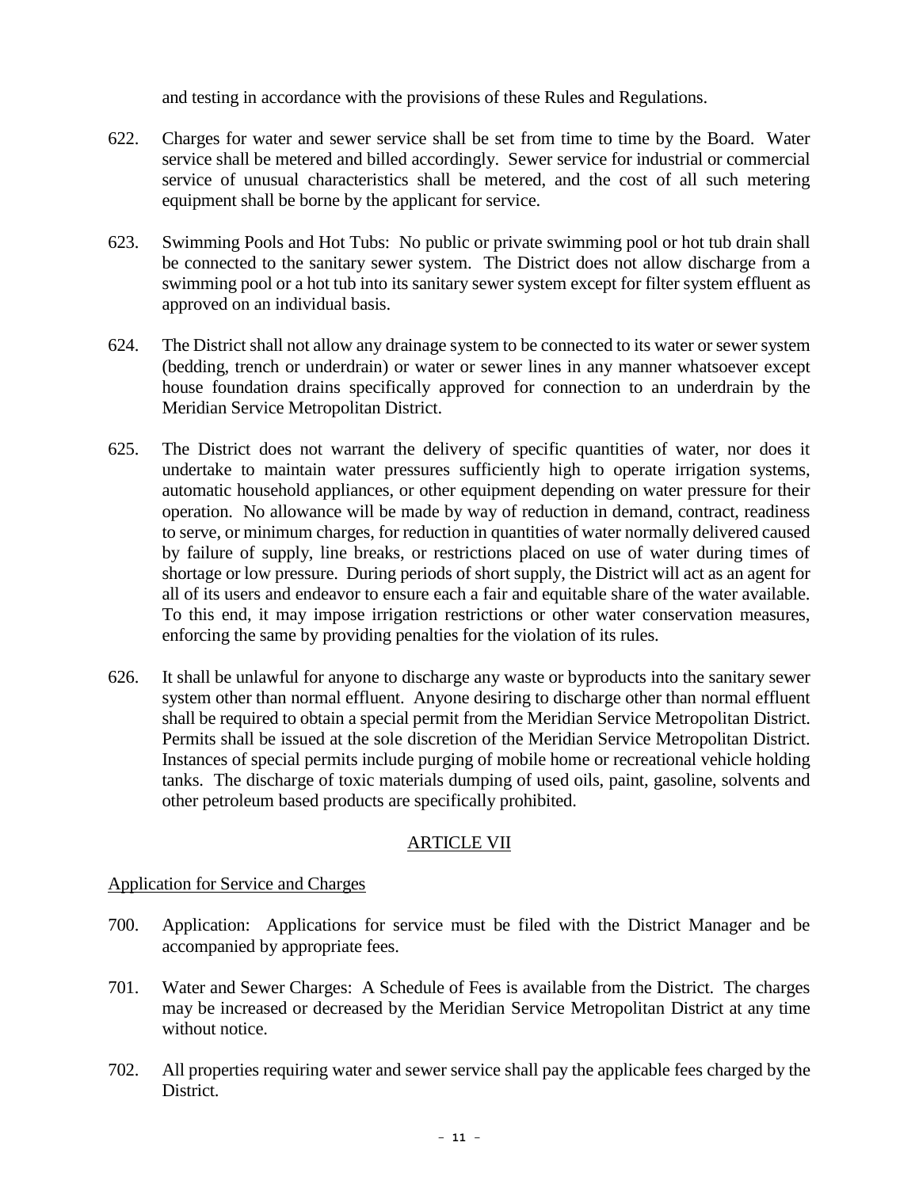and testing in accordance with the provisions of these Rules and Regulations.

622. Charges for water and sewer service shall be set from time to time by the Board. Water service shall be metered and billed accordingly. Sewer service for industrial or commercial service of unusual characteristics shall be metered, and the cost of all such metering equipment shall be borne by the applicant for service.

623. Swimming Pools and Hot Tubs: No public or private swimming pool or hot tub drain shall be connected to the sanitary sewer system. The District does not allow discharge from a swimming pool or a hot tub into its sanitary sewer system except for filter system effluent as approved on an individual basis.

624. The District shall not allow any drainage system to be connected to its water or sewer system (bedding, trench or underdrain) or water or sewer lines in any manner whatsoever except house foundation drains specifically approved for connection to an underdrain by the Meridian Service Metropolitan District.

625. The District does not warrant the delivery of specific quantities of water, nor does it undertake to maintain water pressures sufficiently high to operate irrigation systems, automatic household appliances, or other equipment depending on water pressure for their operation. No allowance will be made by way of reduction in demand, contract, readiness to serve, or minimum charges, for reduction in quantities of water normally delivered caused by failure of supply, line breaks, or restrictions placed on use of water during times of shortage or low pressure. During periods of short supply, the District will act as an agent for all of its users and endeavor to ensure each a fair and equitable share of the water available. To this end, it may impose irrigation restrictions or other water conservation measures, enforcing the same by providing penalties for the violation of its rules.

626. It shall be unlawful for anyone to discharge any waste or byproducts into the sanitary sewer system other than normal effluent. Anyone desiring to discharge other than normal effluent shall be required to obtain a special permit from the Meridian Service Metropolitan District. Permits shall be issued at the sole discretion of the Meridian Service Metropolitan District. Instances of special permits include purging of mobile home or recreational vehicle holding tanks. The discharge of toxic materials dumping of used oils, paint, gasoline, solvents and other petroleum based products are specifically prohibited.

## ARTICLE VII

### Application for Service and Charges

700. Application: Applications for service must be filed with the District Manager and be accompanied by appropriate fees.

701. Water and Sewer Charges: A Schedule of Fees is available from the District. The charges may be increased or decreased by the Meridian Service Metropolitan District at any time without notice.

702. All properties requiring water and sewer service shall pay the applicable fees charged by the District.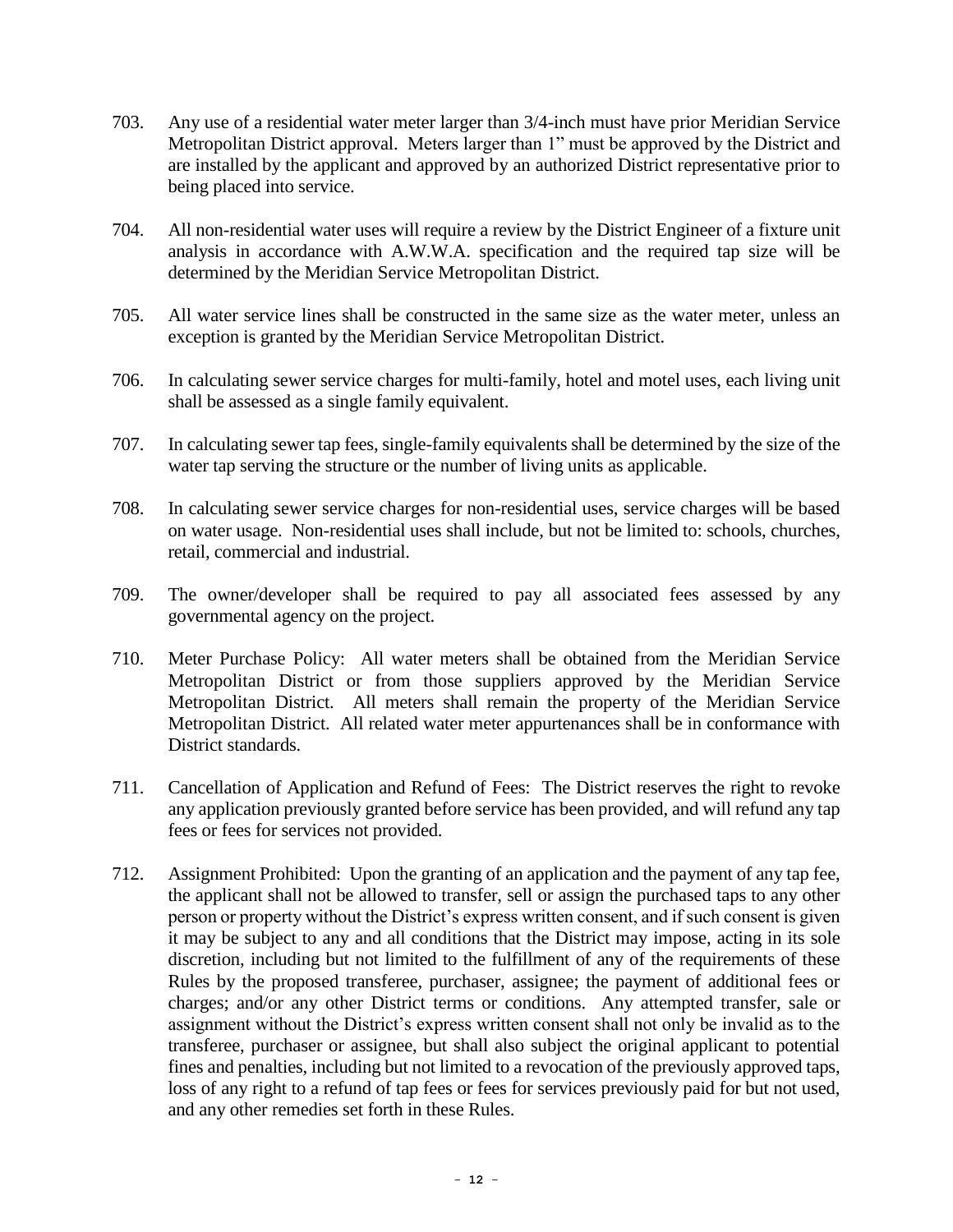703. Any use of a residential water meter larger than 3/4-inch must have prior Meridian Service Metropolitan District approval. Meters larger than 1" must be approved by the District and are installed by the applicant and approved by an authorized District representative prior to being placed into service.

704. All non-residential water uses will require a review by the District Engineer of a fixture unit analysis in accordance with A.W.W.A. specification and the required tap size will be determined by the Meridian Service Metropolitan District.

705. All water service lines shall be constructed in the same size as the water meter, unless an exception is granted by the Meridian Service Metropolitan District.

706. In calculating sewer service charges for multi-family, hotel and motel uses, each living unit shall be assessed as a single family equivalent.

707. In calculating sewer tap fees, single-family equivalents shall be determined by the size of the water tap serving the structure or the number of living units as applicable.

708. In calculating sewer service charges for non-residential uses, service charges will be based on water usage. Non-residential uses shall include, but not be limited to: schools, churches, retail, commercial and industrial.

709. The owner/developer shall be required to pay all associated fees assessed by any governmental agency on the project.

710. Meter Purchase Policy: All water meters shall be obtained from the Meridian Service Metropolitan District or from those suppliers approved by the Meridian Service Metropolitan District. All meters shall remain the property of the Meridian Service Metropolitan District. All related water meter appurtenances shall be in conformance with District standards.

711. Cancellation of Application and Refund of Fees: The District reserves the right to revoke any application previously granted before service has been provided, and will refund any tap fees or fees for services not provided.

712. Assignment Prohibited: Upon the granting of an application and the payment of any tap fee, the applicant shall not be allowed to transfer, sell or assign the purchased taps to any other person or property without the District's express written consent, and if such consent is given it may be subject to any and all conditions that the District may impose, acting in its sole discretion, including but not limited to the fulfillment of any of the requirements of these Rules by the proposed transferee, purchaser, assignee; the payment of additional fees or charges; and/or any other District terms or conditions. Any attempted transfer, sale or assignment without the District's express written consent shall not only be invalid as to the transferee, purchaser or assignee, but shall also subject the original applicant to potential fines and penalties, including but not limited to a revocation of the previously approved taps, loss of any right to a refund of tap fees or fees for services previously paid for but not used, and any other remedies set forth in these Rules.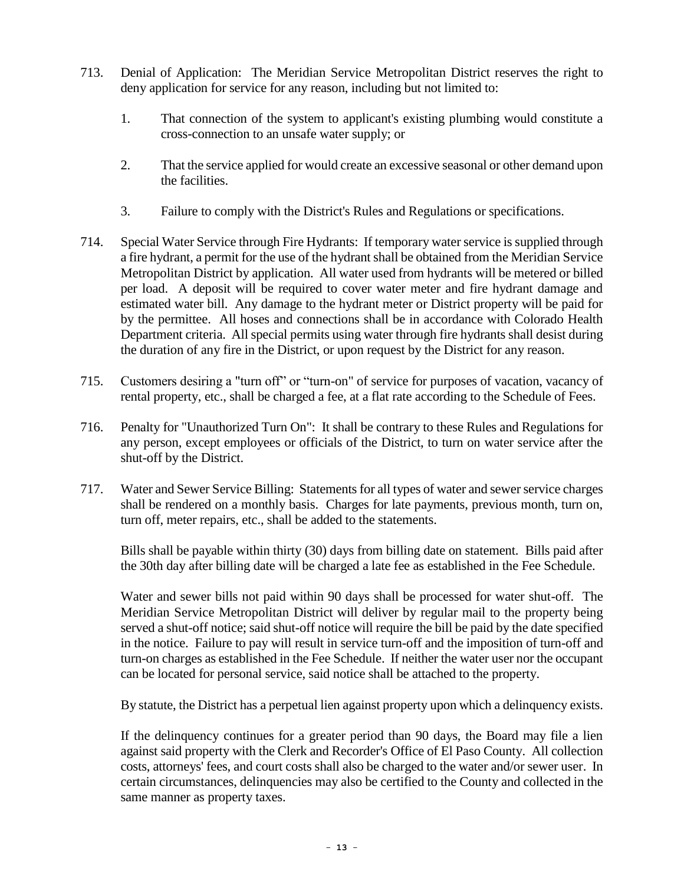713. Denial of Application: The Meridian Service Metropolitan District reserves the right to deny application for service for any reason, including but not limited to:

    1. That connection of the system to applicant's existing plumbing would constitute a cross-connection to an unsafe water supply; or

    2. That the service applied for would create an excessive seasonal or other demand upon the facilities.

    3. Failure to comply with the District's Rules and Regulations or specifications.

714. Special Water Service through Fire Hydrants: If temporary water service is supplied through a fire hydrant, a permit for the use of the hydrant shall be obtained from the Meridian Service Metropolitan District by application. All water used from hydrants will be metered or billed per load. A deposit will be required to cover water meter and fire hydrant damage and estimated water bill. Any damage to the hydrant meter or District property will be paid for by the permittee. All hoses and connections shall be in accordance with Colorado Health Department criteria. All special permits using water through fire hydrants shall desist during the duration of any fire in the District, or upon request by the District for any reason.

715. Customers desiring a "turn off" or "turn-on" of service for purposes of vacation, vacancy of rental property, etc., shall be charged a fee, at a flat rate according to the Schedule of Fees.

716. Penalty for "Unauthorized Turn On": It shall be contrary to these Rules and Regulations for any person, except employees or officials of the District, to turn on water service after the shut-off by the District.

717. Water and Sewer Service Billing: Statements for all types of water and sewer service charges shall be rendered on a monthly basis. Charges for late payments, previous month, turn on, turn off, meter repairs, etc., shall be added to the statements.

    Bills shall be payable within thirty (30) days from billing date on statement. Bills paid after the 30th day after billing date will be charged a late fee as established in the Fee Schedule.

    Water and sewer bills not paid within 90 days shall be processed for water shut-off. The Meridian Service Metropolitan District will deliver by regular mail to the property being served a shut-off notice; said shut-off notice will require the bill be paid by the date specified in the notice. Failure to pay will result in service turn-off and the imposition of turn-off and turn-on charges as established in the Fee Schedule. If neither the water user nor the occupant can be located for personal service, said notice shall be attached to the property.

    By statute, the District has a perpetual lien against property upon which a delinquency exists.

    If the delinquency continues for a greater period than 90 days, the Board may file a lien against said property with the Clerk and Recorder's Office of El Paso County. All collection costs, attorneys' fees, and court costs shall also be charged to the water and/or sewer user. In certain circumstances, delinquencies may also be certified to the County and collected in the same manner as property taxes.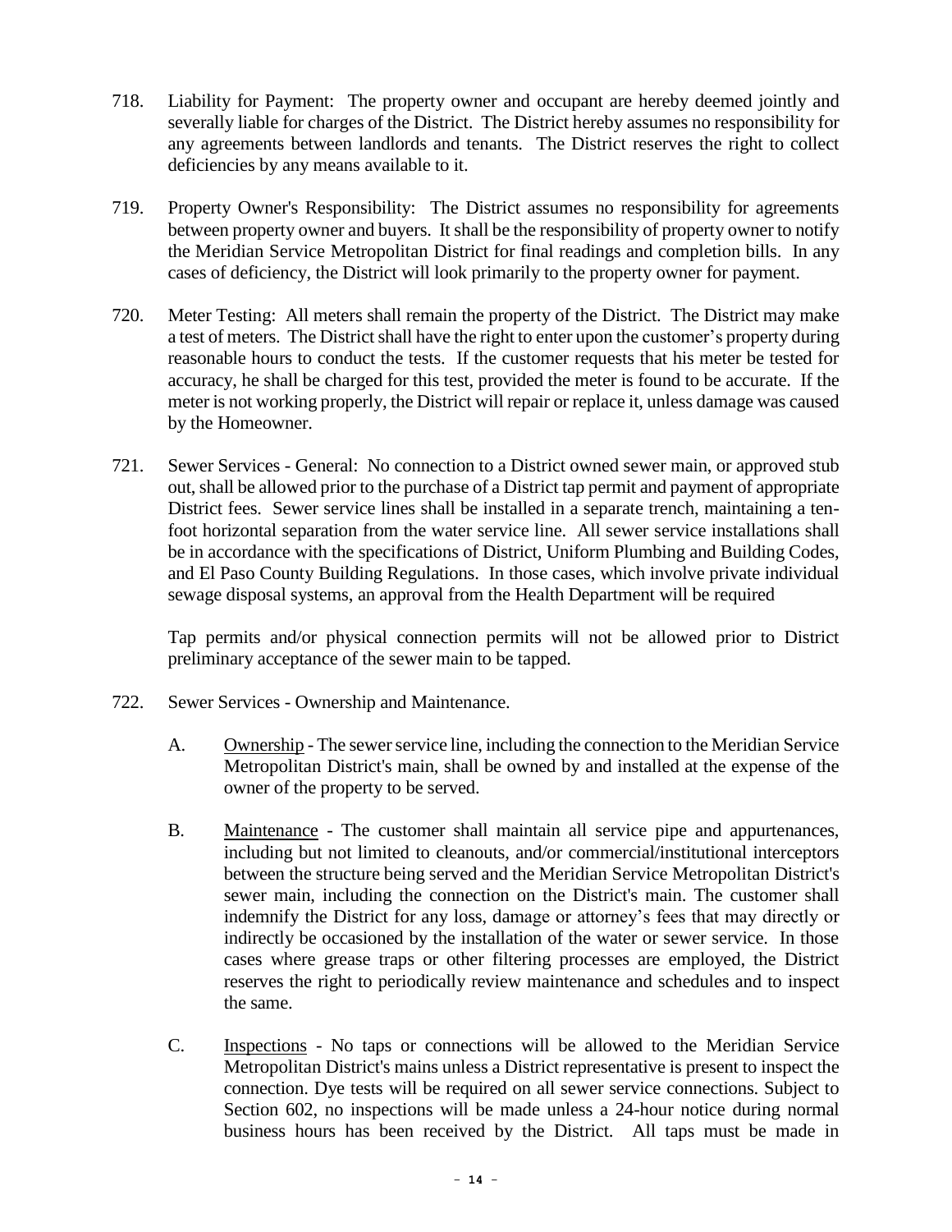718. Liability for Payment: The property owner and occupant are hereby deemed jointly and severally liable for charges of the District. The District hereby assumes no responsibility for any agreements between landlords and tenants. The District reserves the right to collect deficiencies by any means available to it.

719. Property Owner's Responsibility: The District assumes no responsibility for agreements between property owner and buyers. It shall be the responsibility of property owner to notify the Meridian Service Metropolitan District for final readings and completion bills. In any cases of deficiency, the District will look primarily to the property owner for payment.

720. Meter Testing: All meters shall remain the property of the District. The District may make a test of meters. The District shall have the right to enter upon the customer's property during reasonable hours to conduct the tests. If the customer requests that his meter be tested for accuracy, he shall be charged for this test, provided the meter is found to be accurate. If the meter is not working properly, the District will repair or replace it, unless damage was caused by the Homeowner.

721. Sewer Services - General: No connection to a District owned sewer main, or approved stub out, shall be allowed prior to the purchase of a District tap permit and payment of appropriate District fees. Sewer service lines shall be installed in a separate trench, maintaining a ten-foot horizontal separation from the water service line. All sewer service installations shall be in accordance with the specifications of District, Uniform Plumbing and Building Codes, and El Paso County Building Regulations. In those cases, which involve private individual sewage disposal systems, an approval from the Health Department will be required

     Tap permits and/or physical connection permits will not be allowed prior to District preliminary acceptance of the sewer main to be tapped.

722. Sewer Services - Ownership and Maintenance.

     A. Ownership - The sewer service line, including the connection to the Meridian Service Metropolitan District's main, shall be owned by and installed at the expense of the owner of the property to be served.

     B. Maintenance - The customer shall maintain all service pipe and appurtenances, including but not limited to cleanouts, and/or commercial/institutional interceptors between the structure being served and the Meridian Service Metropolitan District's sewer main, including the connection on the District's main. The customer shall indemnify the District for any loss, damage or attorney's fees that may directly or indirectly be occasioned by the installation of the water or sewer service. In those cases where grease traps or other filtering processes are employed, the District reserves the right to periodically review maintenance and schedules and to inspect the same.

     C. Inspections - No taps or connections will be allowed to the Meridian Service Metropolitan District's mains unless a District representative is present to inspect the connection. Dye tests will be required on all sewer service connections. Subject to Section 602, no inspections will be made unless a 24-hour notice during normal business hours has been received by the District. All taps must be made in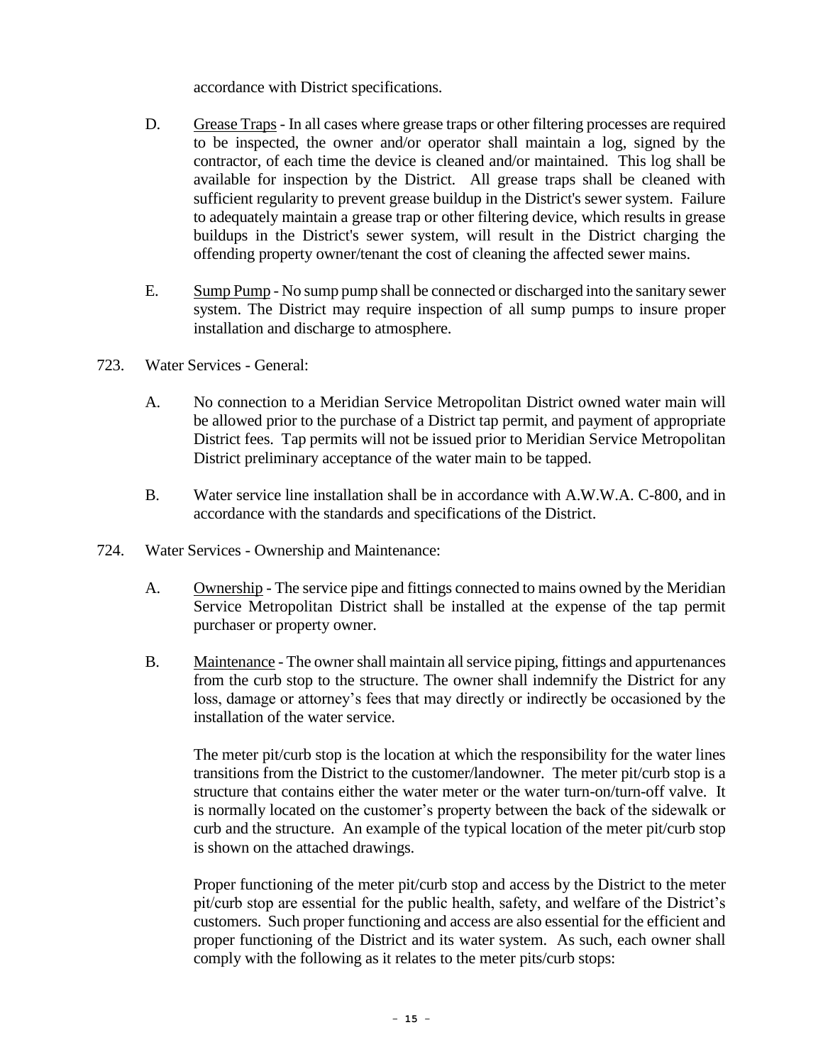accordance with District specifications.

D. Grease Traps - In all cases where grease traps or other filtering processes are required to be inspected, the owner and/or operator shall maintain a log, signed by the contractor, of each time the device is cleaned and/or maintained. This log shall be available for inspection by the District. All grease traps shall be cleaned with sufficient regularity to prevent grease buildup in the District's sewer system. Failure to adequately maintain a grease trap or other filtering device, which results in grease buildups in the District's sewer system, will result in the District charging the offending property owner/tenant the cost of cleaning the affected sewer mains.

E. Sump Pump - No sump pump shall be connected or discharged into the sanitary sewer system. The District may require inspection of all sump pumps to insure proper installation and discharge to atmosphere.

723. Water Services - General:

A. No connection to a Meridian Service Metropolitan District owned water main will be allowed prior to the purchase of a District tap permit, and payment of appropriate District fees. Tap permits will not be issued prior to Meridian Service Metropolitan District preliminary acceptance of the water main to be tapped.

B. Water service line installation shall be in accordance with A.W.W.A. C-800, and in accordance with the standards and specifications of the District.

724. Water Services - Ownership and Maintenance:

A. Ownership - The service pipe and fittings connected to mains owned by the Meridian Service Metropolitan District shall be installed at the expense of the tap permit purchaser or property owner.

B. Maintenance - The owner shall maintain all service piping, fittings and appurtenances from the curb stop to the structure. The owner shall indemnify the District for any loss, damage or attorney's fees that may directly or indirectly be occasioned by the installation of the water service.

The meter pit/curb stop is the location at which the responsibility for the water lines transitions from the District to the customer/landowner. The meter pit/curb stop is a structure that contains either the water meter or the water turn-on/turn-off valve. It is normally located on the customer's property between the back of the sidewalk or curb and the structure. An example of the typical location of the meter pit/curb stop is shown on the attached drawings.

Proper functioning of the meter pit/curb stop and access by the District to the meter pit/curb stop are essential for the public health, safety, and welfare of the District's customers. Such proper functioning and access are also essential for the efficient and proper functioning of the District and its water system. As such, each owner shall comply with the following as it relates to the meter pits/curb stops: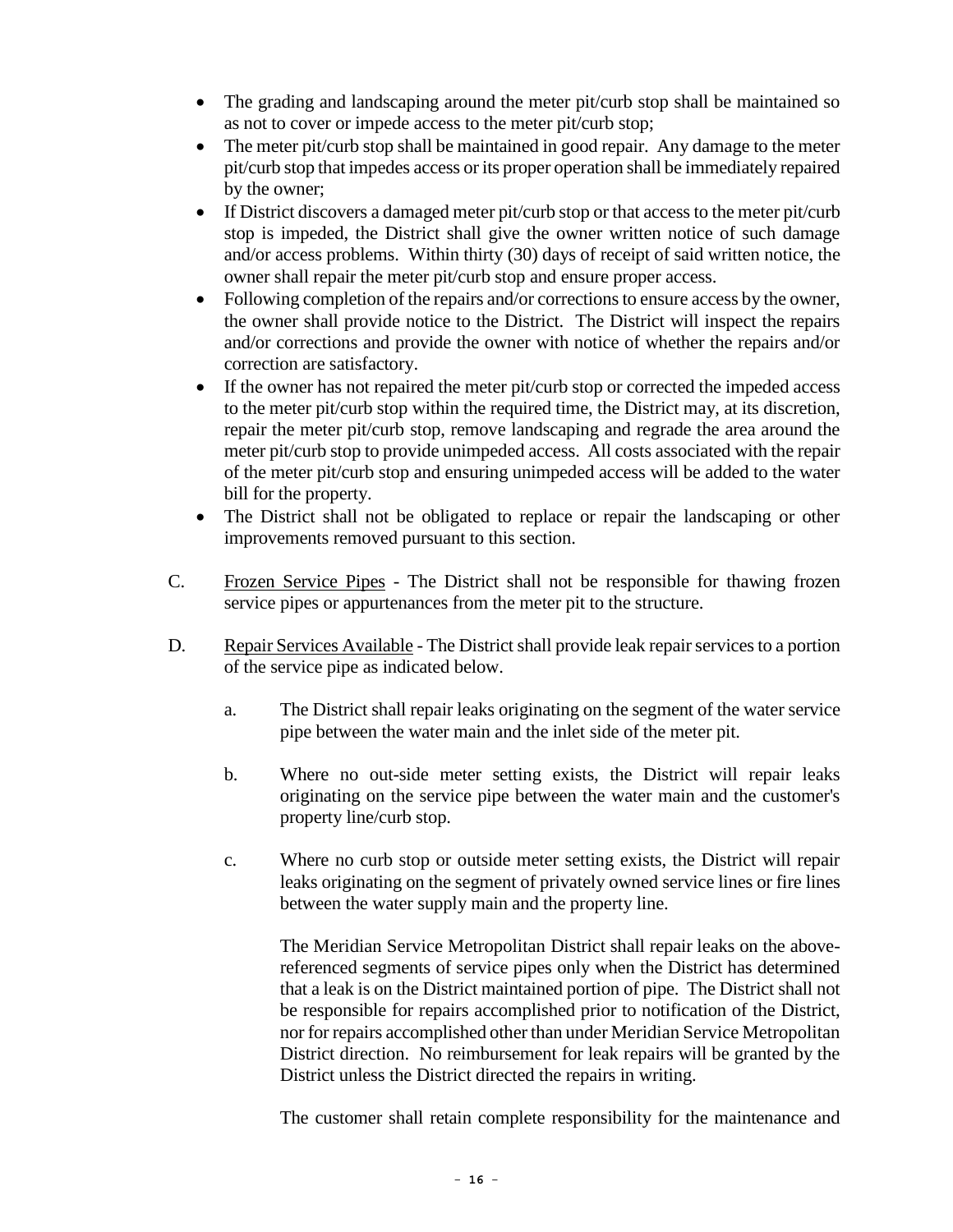- The grading and landscaping around the meter pit/curb stop shall be maintained so as not to cover or impede access to the meter pit/curb stop;
- The meter pit/curb stop shall be maintained in good repair. Any damage to the meter pit/curb stop that impedes access or its proper operation shall be immediately repaired by the owner;
- If District discovers a damaged meter pit/curb stop or that access to the meter pit/curb stop is impeded, the District shall give the owner written notice of such damage and/or access problems. Within thirty (30) days of receipt of said written notice, the owner shall repair the meter pit/curb stop and ensure proper access.
- Following completion of the repairs and/or corrections to ensure access by the owner, the owner shall provide notice to the District. The District will inspect the repairs and/or corrections and provide the owner with notice of whether the repairs and/or correction are satisfactory.
- If the owner has not repaired the meter pit/curb stop or corrected the impeded access to the meter pit/curb stop within the required time, the District may, at its discretion, repair the meter pit/curb stop, remove landscaping and regrade the area around the meter pit/curb stop to provide unimpeded access. All costs associated with the repair of the meter pit/curb stop and ensuring unimpeded access will be added to the water bill for the property.
- The District shall not be obligated to replace or repair the landscaping or other improvements removed pursuant to this section.

C. Frozen Service Pipes - The District shall not be responsible for thawing frozen service pipes or appurtenances from the meter pit to the structure.

D. Repair Services Available - The District shall provide leak repair services to a portion of the service pipe as indicated below.

a. The District shall repair leaks originating on the segment of the water service pipe between the water main and the inlet side of the meter pit.

b. Where no out-side meter setting exists, the District will repair leaks originating on the service pipe between the water main and the customer's property line/curb stop.

c. Where no curb stop or outside meter setting exists, the District will repair leaks originating on the segment of privately owned service lines or fire lines between the water supply main and the property line.

The Meridian Service Metropolitan District shall repair leaks on the above-referenced segments of service pipes only when the District has determined that a leak is on the District maintained portion of pipe. The District shall not be responsible for repairs accomplished prior to notification of the District, nor for repairs accomplished other than under Meridian Service Metropolitan District direction. No reimbursement for leak repairs will be granted by the District unless the District directed the repairs in writing.

The customer shall retain complete responsibility for the maintenance and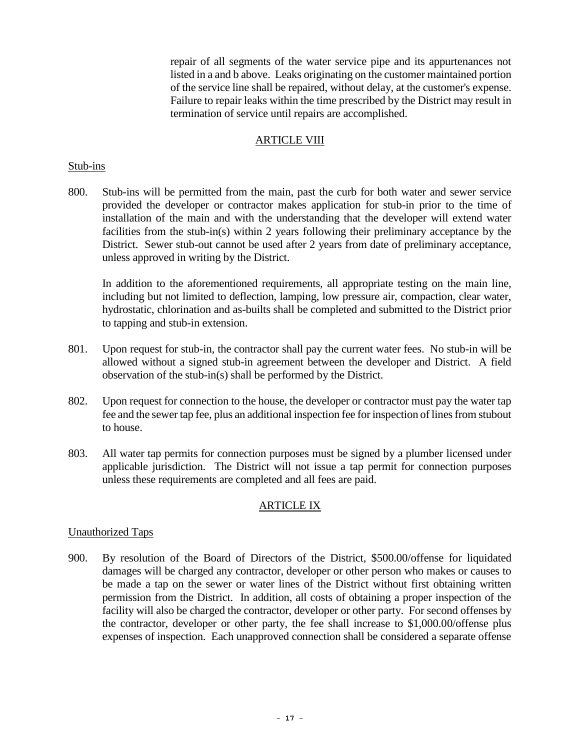repair of all segments of the water service pipe and its appurtenances not listed in a and b above. Leaks originating on the customer maintained portion of the service line shall be repaired, without delay, at the customer's expense. Failure to repair leaks within the time prescribed by the District may result in termination of service until repairs are accomplished.

## ARTICLE VIII

### Stub-ins

800. Stub-ins will be permitted from the main, past the curb for both water and sewer service provided the developer or contractor makes application for stub-in prior to the time of installation of the main and with the understanding that the developer will extend water facilities from the stub-in(s) within 2 years following their preliminary acceptance by the District. Sewer stub-out cannot be used after 2 years from date of preliminary acceptance, unless approved in writing by the District.

     In addition to the aforementioned requirements, all appropriate testing on the main line, including but not limited to deflection, lamping, low pressure air, compaction, clear water, hydrostatic, chlorination and as-builts shall be completed and submitted to the District prior to tapping and stub-in extension.

801. Upon request for stub-in, the contractor shall pay the current water fees. No stub-in will be allowed without a signed stub-in agreement between the developer and District. A field observation of the stub-in(s) shall be performed by the District.

802. Upon request for connection to the house, the developer or contractor must pay the water tap fee and the sewer tap fee, plus an additional inspection fee for inspection of lines from stubout to house.

803. All water tap permits for connection purposes must be signed by a plumber licensed under applicable jurisdiction. The District will not issue a tap permit for connection purposes unless these requirements are completed and all fees are paid.

## ARTICLE IX

### Unauthorized Taps

900. By resolution of the Board of Directors of the District, $500.00/offense for liquidated damages will be charged any contractor, developer or other person who makes or causes to be made a tap on the sewer or water lines of the District without first obtaining written permission from the District. In addition, all costs of obtaining a proper inspection of the facility will also be charged the contractor, developer or other party. For second offenses by the contractor, developer or other party, the fee shall increase to $1,000.00/offense plus expenses of inspection. Each unapproved connection shall be considered a separate offense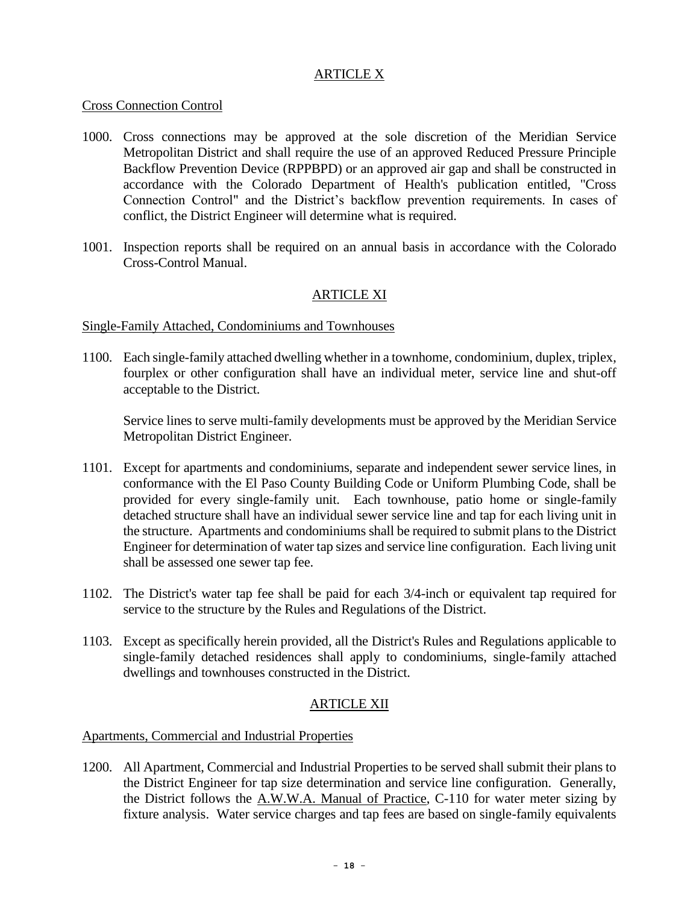## ARTICLE X

Cross Connection Control

1000. Cross connections may be approved at the sole discretion of the Meridian Service Metropolitan District and shall require the use of an approved Reduced Pressure Principle Backflow Prevention Device (RPPBPD) or an approved air gap and shall be constructed in accordance with the Colorado Department of Health's publication entitled, "Cross Connection Control" and the District's backflow prevention requirements. In cases of conflict, the District Engineer will determine what is required.

1001. Inspection reports shall be required on an annual basis in accordance with the Colorado Cross-Control Manual.

## ARTICLE XI

Single-Family Attached, Condominiums and Townhouses

1100. Each single-family attached dwelling whether in a townhome, condominium, duplex, triplex, fourplex or other configuration shall have an individual meter, service line and shut-off acceptable to the District.

Service lines to serve multi-family developments must be approved by the Meridian Service Metropolitan District Engineer.

1101. Except for apartments and condominiums, separate and independent sewer service lines, in conformance with the El Paso County Building Code or Uniform Plumbing Code, shall be provided for every single-family unit. Each townhouse, patio home or single-family detached structure shall have an individual sewer service line and tap for each living unit in the structure. Apartments and condominiums shall be required to submit plans to the District Engineer for determination of water tap sizes and service line configuration. Each living unit shall be assessed one sewer tap fee.

1102. The District's water tap fee shall be paid for each 3/4-inch or equivalent tap required for service to the structure by the Rules and Regulations of the District.

1103. Except as specifically herein provided, all the District's Rules and Regulations applicable to single-family detached residences shall apply to condominiums, single-family attached dwellings and townhouses constructed in the District.

## ARTICLE XII

Apartments, Commercial and Industrial Properties

1200. All Apartment, Commercial and Industrial Properties to be served shall submit their plans to the District Engineer for tap size determination and service line configuration. Generally, the District follows the A.W.W.A. Manual of Practice, C-110 for water meter sizing by fixture analysis. Water service charges and tap fees are based on single-family equivalents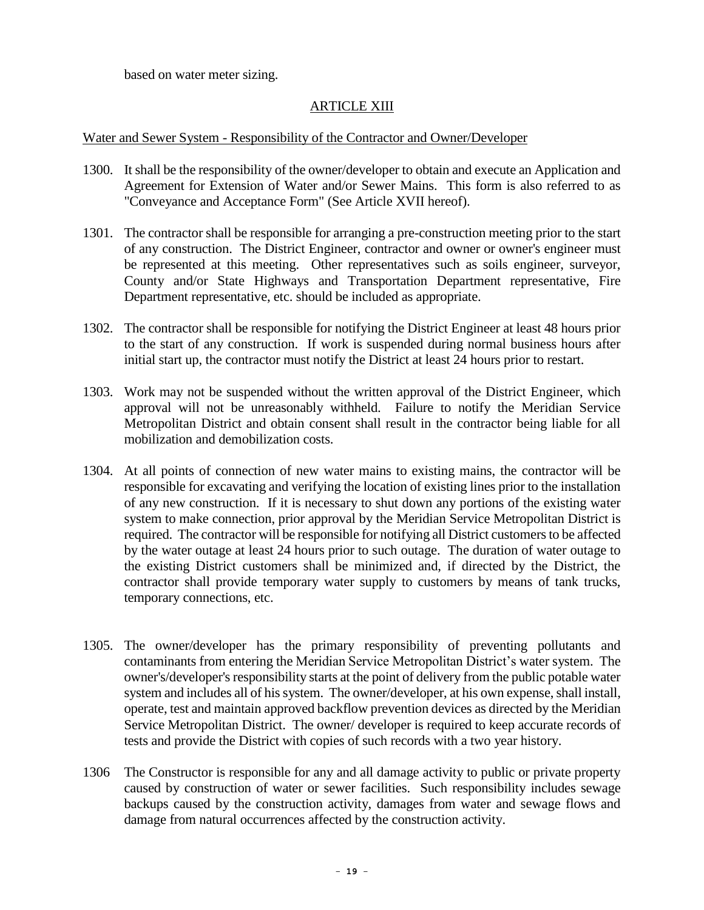based on water meter sizing.

## ARTICLE XIII

Water and Sewer System - Responsibility of the Contractor and Owner/Developer

1300. It shall be the responsibility of the owner/developer to obtain and execute an Application and Agreement for Extension of Water and/or Sewer Mains. This form is also referred to as "Conveyance and Acceptance Form" (See Article XVII hereof).

1301. The contractor shall be responsible for arranging a pre-construction meeting prior to the start of any construction. The District Engineer, contractor and owner or owner's engineer must be represented at this meeting. Other representatives such as soils engineer, surveyor, County and/or State Highways and Transportation Department representative, Fire Department representative, etc. should be included as appropriate.

1302. The contractor shall be responsible for notifying the District Engineer at least 48 hours prior to the start of any construction. If work is suspended during normal business hours after initial start up, the contractor must notify the District at least 24 hours prior to restart.

1303. Work may not be suspended without the written approval of the District Engineer, which approval will not be unreasonably withheld. Failure to notify the Meridian Service Metropolitan District and obtain consent shall result in the contractor being liable for all mobilization and demobilization costs.

1304. At all points of connection of new water mains to existing mains, the contractor will be responsible for excavating and verifying the location of existing lines prior to the installation of any new construction. If it is necessary to shut down any portions of the existing water system to make connection, prior approval by the Meridian Service Metropolitan District is required. The contractor will be responsible for notifying all District customers to be affected by the water outage at least 24 hours prior to such outage. The duration of water outage to the existing District customers shall be minimized and, if directed by the District, the contractor shall provide temporary water supply to customers by means of tank trucks, temporary connections, etc.

1305. The owner/developer has the primary responsibility of preventing pollutants and contaminants from entering the Meridian Service Metropolitan District's water system. The owner's/developer's responsibility starts at the point of delivery from the public potable water system and includes all of his system. The owner/developer, at his own expense, shall install, operate, test and maintain approved backflow prevention devices as directed by the Meridian Service Metropolitan District. The owner/ developer is required to keep accurate records of tests and provide the District with copies of such records with a two year history.

1306 The Constructor is responsible for any and all damage activity to public or private property caused by construction of water or sewer facilities. Such responsibility includes sewage backups caused by the construction activity, damages from water and sewage flows and damage from natural occurrences affected by the construction activity.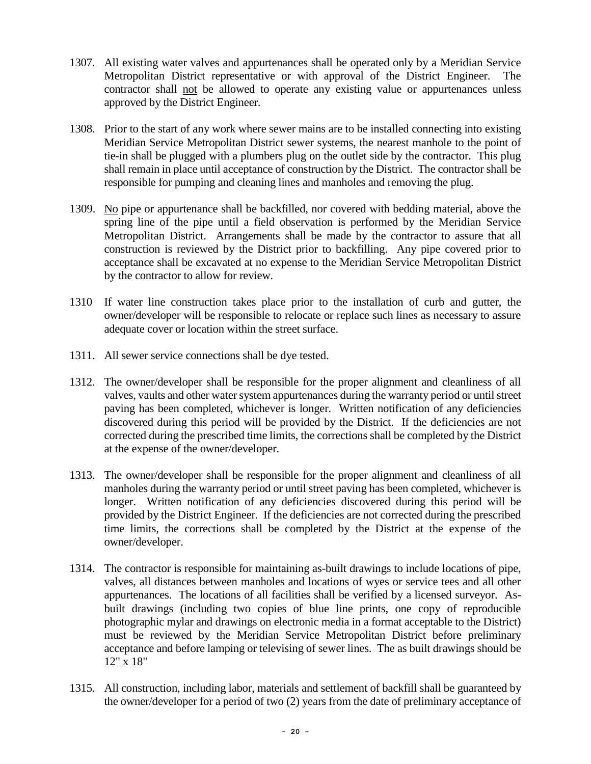1307. All existing water valves and appurtenances shall be operated only by a Meridian Service Metropolitan District representative or with approval of the District Engineer. The contractor shall not be allowed to operate any existing value or appurtenances unless approved by the District Engineer.

1308. Prior to the start of any work where sewer mains are to be installed connecting into existing Meridian Service Metropolitan District sewer systems, the nearest manhole to the point of tie-in shall be plugged with a plumbers plug on the outlet side by the contractor. This plug shall remain in place until acceptance of construction by the District. The contractor shall be responsible for pumping and cleaning lines and manholes and removing the plug.

1309. No pipe or appurtenance shall be backfilled, nor covered with bedding material, above the spring line of the pipe until a field observation is performed by the Meridian Service Metropolitan District. Arrangements shall be made by the contractor to assure that all construction is reviewed by the District prior to backfilling. Any pipe covered prior to acceptance shall be excavated at no expense to the Meridian Service Metropolitan District by the contractor to allow for review.

1310 If water line construction takes place prior to the installation of curb and gutter, the owner/developer will be responsible to relocate or replace such lines as necessary to assure adequate cover or location within the street surface.

1311. All sewer service connections shall be dye tested.

1312. The owner/developer shall be responsible for the proper alignment and cleanliness of all valves, vaults and other water system appurtenances during the warranty period or until street paving has been completed, whichever is longer. Written notification of any deficiencies discovered during this period will be provided by the District. If the deficiencies are not corrected during the prescribed time limits, the corrections shall be completed by the District at the expense of the owner/developer.

1313. The owner/developer shall be responsible for the proper alignment and cleanliness of all manholes during the warranty period or until street paving has been completed, whichever is longer. Written notification of any deficiencies discovered during this period will be provided by the District Engineer. If the deficiencies are not corrected during the prescribed time limits, the corrections shall be completed by the District at the expense of the owner/developer.

1314. The contractor is responsible for maintaining as-built drawings to include locations of pipe, valves, all distances between manholes and locations of wyes or service tees and all other appurtenances. The locations of all facilities shall be verified by a licensed surveyor. As-built drawings (including two copies of blue line prints, one copy of reproducible photographic mylar and drawings on electronic media in a format acceptable to the District) must be reviewed by the Meridian Service Metropolitan District before preliminary acceptance and before lamping or televising of sewer lines. The as built drawings should be 12" x 18"

1315. All construction, including labor, materials and settlement of backfill shall be guaranteed by the owner/developer for a period of two (2) years from the date of preliminary acceptance of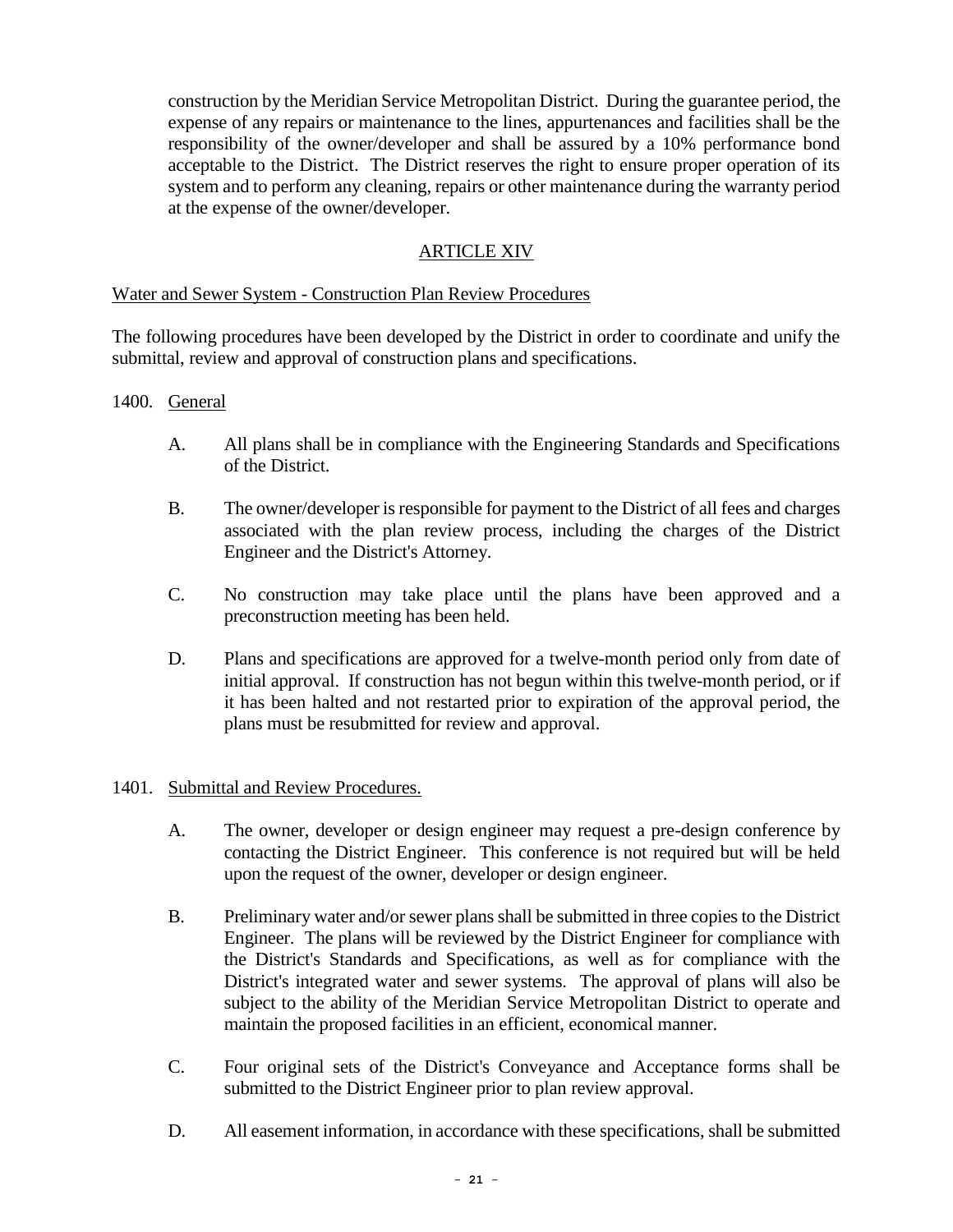construction by the Meridian Service Metropolitan District. During the guarantee period, the expense of any repairs or maintenance to the lines, appurtenances and facilities shall be the responsibility of the owner/developer and shall be assured by a 10% performance bond acceptable to the District. The District reserves the right to ensure proper operation of its system and to perform any cleaning, repairs or other maintenance during the warranty period at the expense of the owner/developer.

## ARTICLE XIV

### Water and Sewer System - Construction Plan Review Procedures

The following procedures have been developed by the District in order to coordinate and unify the submittal, review and approval of construction plans and specifications.

1400. General

A. All plans shall be in compliance with the Engineering Standards and Specifications of the District.

B. The owner/developer is responsible for payment to the District of all fees and charges associated with the plan review process, including the charges of the District Engineer and the District's Attorney.

C. No construction may take place until the plans have been approved and a preconstruction meeting has been held.

D. Plans and specifications are approved for a twelve-month period only from date of initial approval. If construction has not begun within this twelve-month period, or if it has been halted and not restarted prior to expiration of the approval period, the plans must be resubmitted for review and approval.

1401. Submittal and Review Procedures.

A. The owner, developer or design engineer may request a pre-design conference by contacting the District Engineer. This conference is not required but will be held upon the request of the owner, developer or design engineer.

B. Preliminary water and/or sewer plans shall be submitted in three copies to the District Engineer. The plans will be reviewed by the District Engineer for compliance with the District's Standards and Specifications, as well as for compliance with the District's integrated water and sewer systems. The approval of plans will also be subject to the ability of the Meridian Service Metropolitan District to operate and maintain the proposed facilities in an efficient, economical manner.

C. Four original sets of the District's Conveyance and Acceptance forms shall be submitted to the District Engineer prior to plan review approval.

D. All easement information, in accordance with these specifications, shall be submitted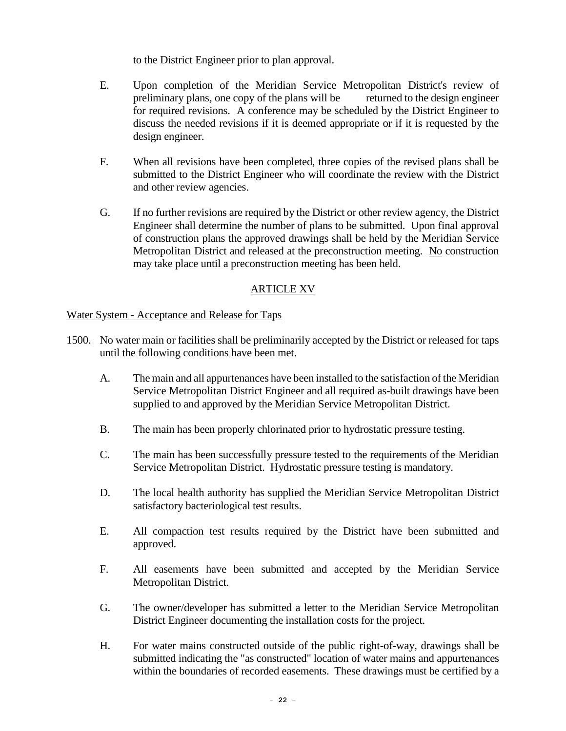to the District Engineer prior to plan approval.

E. Upon completion of the Meridian Service Metropolitan District's review of preliminary plans, one copy of the plans will be returned to the design engineer for required revisions. A conference may be scheduled by the District Engineer to discuss the needed revisions if it is deemed appropriate or if it is requested by the design engineer.

F. When all revisions have been completed, three copies of the revised plans shall be submitted to the District Engineer who will coordinate the review with the District and other review agencies.

G. If no further revisions are required by the District or other review agency, the District Engineer shall determine the number of plans to be submitted. Upon final approval of construction plans the approved drawings shall be held by the Meridian Service Metropolitan District and released at the preconstruction meeting. <u>No</u> construction may take place until a preconstruction meeting has been held.

## ARTICLE XV

### Water System - Acceptance and Release for Taps

1500. No water main or facilities shall be preliminarily accepted by the District or released for taps until the following conditions have been met.

A. The main and all appurtenances have been installed to the satisfaction of the Meridian Service Metropolitan District Engineer and all required as-built drawings have been supplied to and approved by the Meridian Service Metropolitan District.

B. The main has been properly chlorinated prior to hydrostatic pressure testing.

C. The main has been successfully pressure tested to the requirements of the Meridian Service Metropolitan District. Hydrostatic pressure testing is mandatory.

D. The local health authority has supplied the Meridian Service Metropolitan District satisfactory bacteriological test results.

E. All compaction test results required by the District have been submitted and approved.

F. All easements have been submitted and accepted by the Meridian Service Metropolitan District.

G. The owner/developer has submitted a letter to the Meridian Service Metropolitan District Engineer documenting the installation costs for the project.

H. For water mains constructed outside of the public right-of-way, drawings shall be submitted indicating the "as constructed" location of water mains and appurtenances within the boundaries of recorded easements. These drawings must be certified by a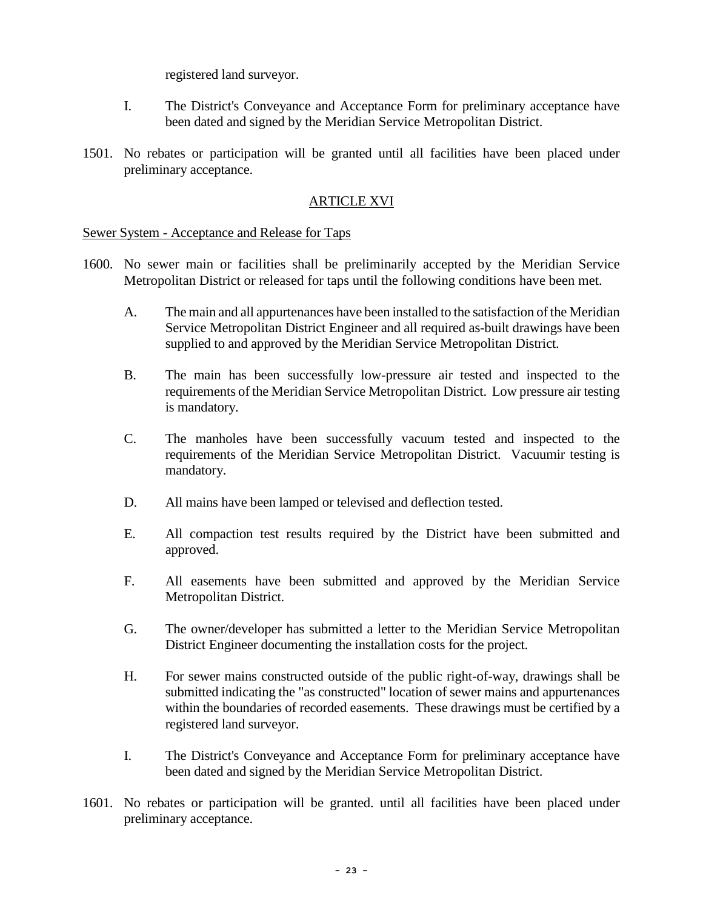registered land surveyor.

I. The District's Conveyance and Acceptance Form for preliminary acceptance have been dated and signed by the Meridian Service Metropolitan District.

1501. No rebates or participation will be granted until all facilities have been placed under preliminary acceptance.

## ARTICLE XVI

### Sewer System - Acceptance and Release for Taps

1600. No sewer main or facilities shall be preliminarily accepted by the Meridian Service Metropolitan District or released for taps until the following conditions have been met.

A. The main and all appurtenances have been installed to the satisfaction of the Meridian Service Metropolitan District Engineer and all required as-built drawings have been supplied to and approved by the Meridian Service Metropolitan District.

B. The main has been successfully low-pressure air tested and inspected to the requirements of the Meridian Service Metropolitan District. Low pressure air testing is mandatory.

C. The manholes have been successfully vacuum tested and inspected to the requirements of the Meridian Service Metropolitan District. Vacuumir testing is mandatory.

D. All mains have been lamped or televised and deflection tested.

E. All compaction test results required by the District have been submitted and approved.

F. All easements have been submitted and approved by the Meridian Service Metropolitan District.

G. The owner/developer has submitted a letter to the Meridian Service Metropolitan District Engineer documenting the installation costs for the project.

H. For sewer mains constructed outside of the public right-of-way, drawings shall be submitted indicating the "as constructed" location of sewer mains and appurtenances within the boundaries of recorded easements. These drawings must be certified by a registered land surveyor.

I. The District's Conveyance and Acceptance Form for preliminary acceptance have been dated and signed by the Meridian Service Metropolitan District.

1601. No rebates or participation will be granted. until all facilities have been placed under preliminary acceptance.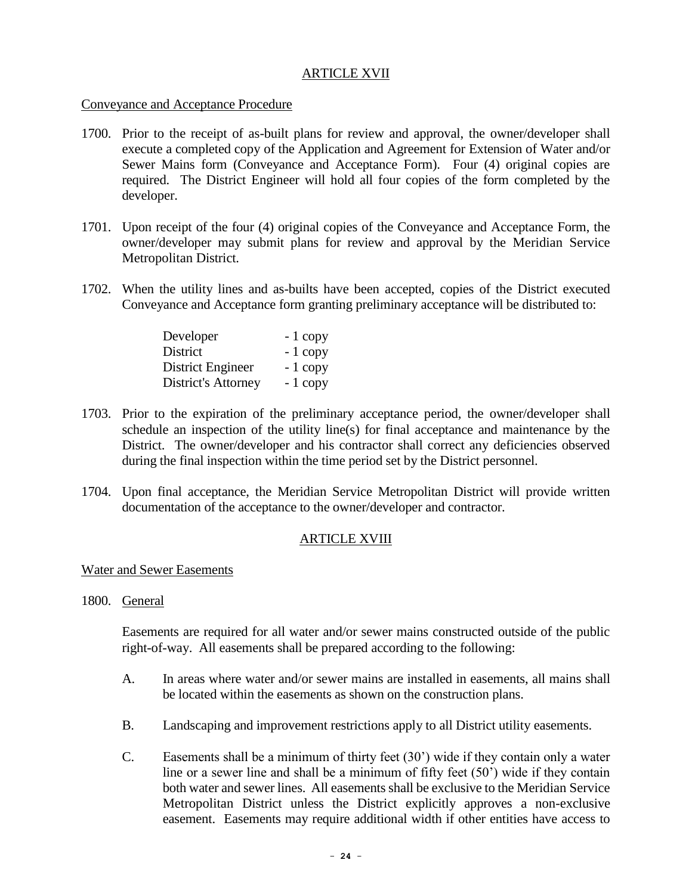## ARTICLE XVII

Conveyance and Acceptance Procedure

1700. Prior to the receipt of as-built plans for review and approval, the owner/developer shall execute a completed copy of the Application and Agreement for Extension of Water and/or Sewer Mains form (Conveyance and Acceptance Form). Four (4) original copies are required. The District Engineer will hold all four copies of the form completed by the developer.

1701. Upon receipt of the four (4) original copies of the Conveyance and Acceptance Form, the owner/developer may submit plans for review and approval by the Meridian Service Metropolitan District.

1702. When the utility lines and as-builts have been accepted, copies of the District executed Conveyance and Acceptance form granting preliminary acceptance will be distributed to:

| | |
|---|---|
| Developer | - 1 copy |
| District | - 1 copy |
| District Engineer | - 1 copy |
| District's Attorney | - 1 copy |

1703. Prior to the expiration of the preliminary acceptance period, the owner/developer shall schedule an inspection of the utility line(s) for final acceptance and maintenance by the District. The owner/developer and his contractor shall correct any deficiencies observed during the final inspection within the time period set by the District personnel.

1704. Upon final acceptance, the Meridian Service Metropolitan District will provide written documentation of the acceptance to the owner/developer and contractor.

## ARTICLE XVIII

Water and Sewer Easements

1800. General

Easements are required for all water and/or sewer mains constructed outside of the public right-of-way. All easements shall be prepared according to the following:

A. In areas where water and/or sewer mains are installed in easements, all mains shall be located within the easements as shown on the construction plans.

B. Landscaping and improvement restrictions apply to all District utility easements.

C. Easements shall be a minimum of thirty feet (30') wide if they contain only a water line or a sewer line and shall be a minimum of fifty feet (50') wide if they contain both water and sewer lines. All easements shall be exclusive to the Meridian Service Metropolitan District unless the District explicitly approves a non-exclusive easement. Easements may require additional width if other entities have access to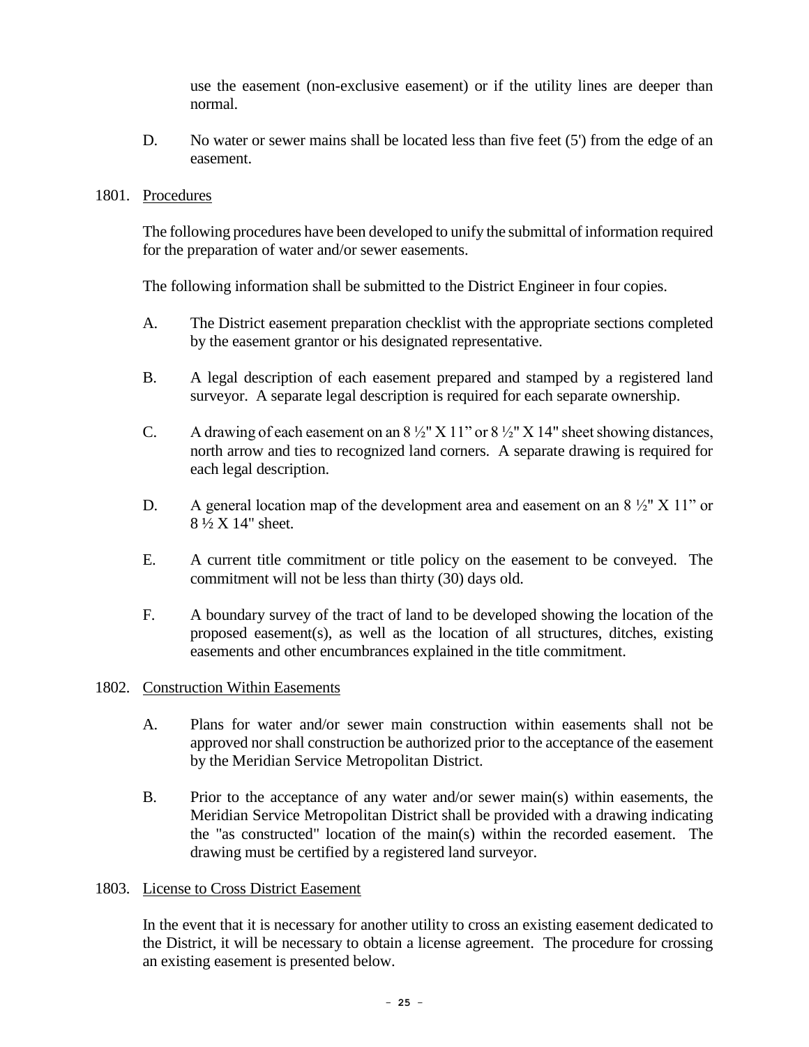use the easement (non-exclusive easement) or if the utility lines are deeper than normal.

D. No water or sewer mains shall be located less than five feet (5') from the edge of an easement.

1801. Procedures

The following procedures have been developed to unify the submittal of information required for the preparation of water and/or sewer easements.

The following information shall be submitted to the District Engineer in four copies.

A. The District easement preparation checklist with the appropriate sections completed by the easement grantor or his designated representative.

B. A legal description of each easement prepared and stamped by a registered land surveyor. A separate legal description is required for each separate ownership.

C. A drawing of each easement on an 8 ½" X 11" or 8 ½" X 14" sheet showing distances, north arrow and ties to recognized land corners. A separate drawing is required for each legal description.

D. A general location map of the development area and easement on an 8 ½" X 11" or 8 ½ X 14" sheet.

E. A current title commitment or title policy on the easement to be conveyed. The commitment will not be less than thirty (30) days old.

F. A boundary survey of the tract of land to be developed showing the location of the proposed easement(s), as well as the location of all structures, ditches, existing easements and other encumbrances explained in the title commitment.

1802. Construction Within Easements

A. Plans for water and/or sewer main construction within easements shall not be approved nor shall construction be authorized prior to the acceptance of the easement by the Meridian Service Metropolitan District.

B. Prior to the acceptance of any water and/or sewer main(s) within easements, the Meridian Service Metropolitan District shall be provided with a drawing indicating the "as constructed" location of the main(s) within the recorded easement. The drawing must be certified by a registered land surveyor.

1803. License to Cross District Easement

In the event that it is necessary for another utility to cross an existing easement dedicated to the District, it will be necessary to obtain a license agreement. The procedure for crossing an existing easement is presented below.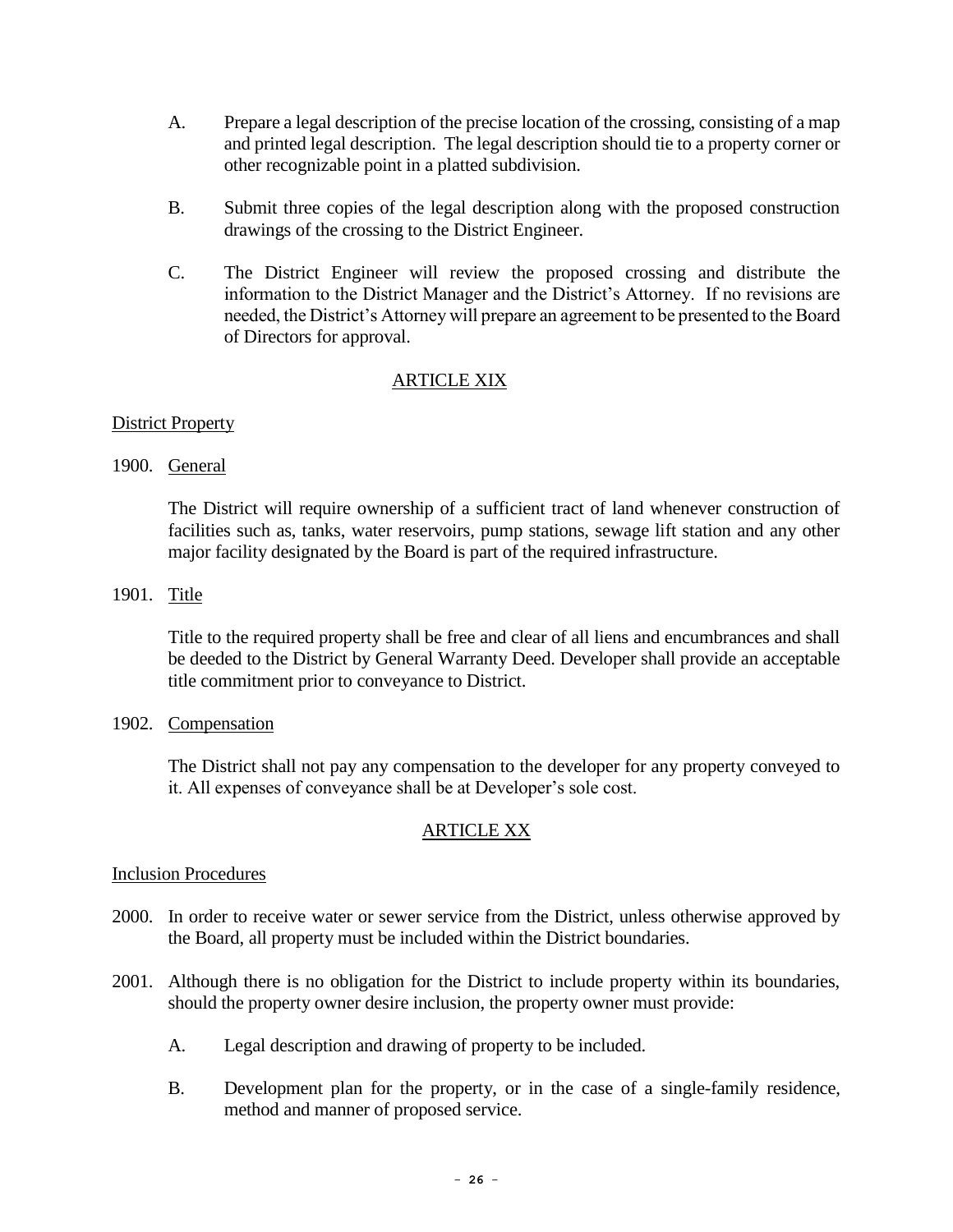A. Prepare a legal description of the precise location of the crossing, consisting of a map and printed legal description. The legal description should tie to a property corner or other recognizable point in a platted subdivision.

B. Submit three copies of the legal description along with the proposed construction drawings of the crossing to the District Engineer.

C. The District Engineer will review the proposed crossing and distribute the information to the District Manager and the District's Attorney. If no revisions are needed, the District's Attorney will prepare an agreement to be presented to the Board of Directors for approval.

## ARTICLE XIX

### District Property

1900. General

The District will require ownership of a sufficient tract of land whenever construction of facilities such as, tanks, water reservoirs, pump stations, sewage lift station and any other major facility designated by the Board is part of the required infrastructure.

1901. Title

Title to the required property shall be free and clear of all liens and encumbrances and shall be deeded to the District by General Warranty Deed. Developer shall provide an acceptable title commitment prior to conveyance to District.

1902. Compensation

The District shall not pay any compensation to the developer for any property conveyed to it. All expenses of conveyance shall be at Developer's sole cost.

## ARTICLE XX

### Inclusion Procedures

2000. In order to receive water or sewer service from the District, unless otherwise approved by the Board, all property must be included within the District boundaries.

2001. Although there is no obligation for the District to include property within its boundaries, should the property owner desire inclusion, the property owner must provide:

A. Legal description and drawing of property to be included.

B. Development plan for the property, or in the case of a single-family residence, method and manner of proposed service.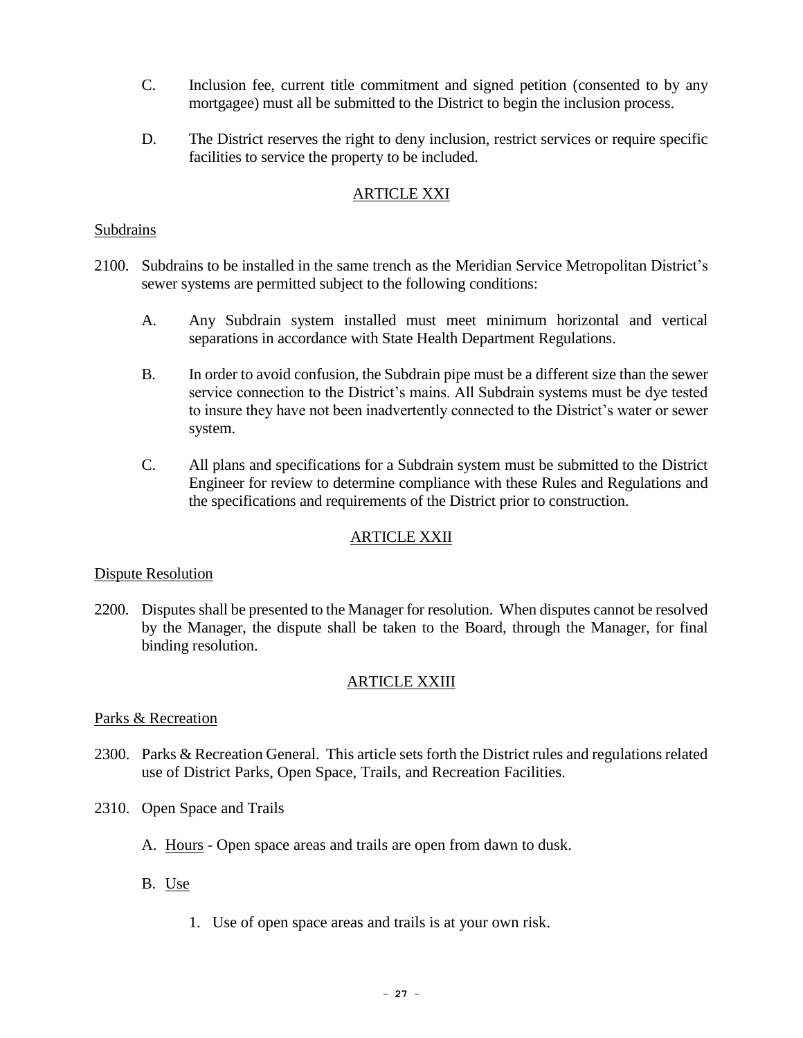C. Inclusion fee, current title commitment and signed petition (consented to by any mortgagee) must all be submitted to the District to begin the inclusion process.

D. The District reserves the right to deny inclusion, restrict services or require specific facilities to service the property to be included.

## ARTICLE XXI

### Subdrains

2100. Subdrains to be installed in the same trench as the Meridian Service Metropolitan District's sewer systems are permitted subject to the following conditions:

A. Any Subdrain system installed must meet minimum horizontal and vertical separations in accordance with State Health Department Regulations.

B. In order to avoid confusion, the Subdrain pipe must be a different size than the sewer service connection to the District's mains. All Subdrain systems must be dye tested to insure they have not been inadvertently connected to the District's water or sewer system.

C. All plans and specifications for a Subdrain system must be submitted to the District Engineer for review to determine compliance with these Rules and Regulations and the specifications and requirements of the District prior to construction.

## ARTICLE XXII

### Dispute Resolution

2200. Disputes shall be presented to the Manager for resolution. When disputes cannot be resolved by the Manager, the dispute shall be taken to the Board, through the Manager, for final binding resolution.

## ARTICLE XXIII

### Parks & Recreation

2300. Parks & Recreation General. This article sets forth the District rules and regulations related use of District Parks, Open Space, Trails, and Recreation Facilities.

2310. Open Space and Trails

A. Hours - Open space areas and trails are open from dawn to dusk.

B. Use

1. Use of open space areas and trails is at your own risk.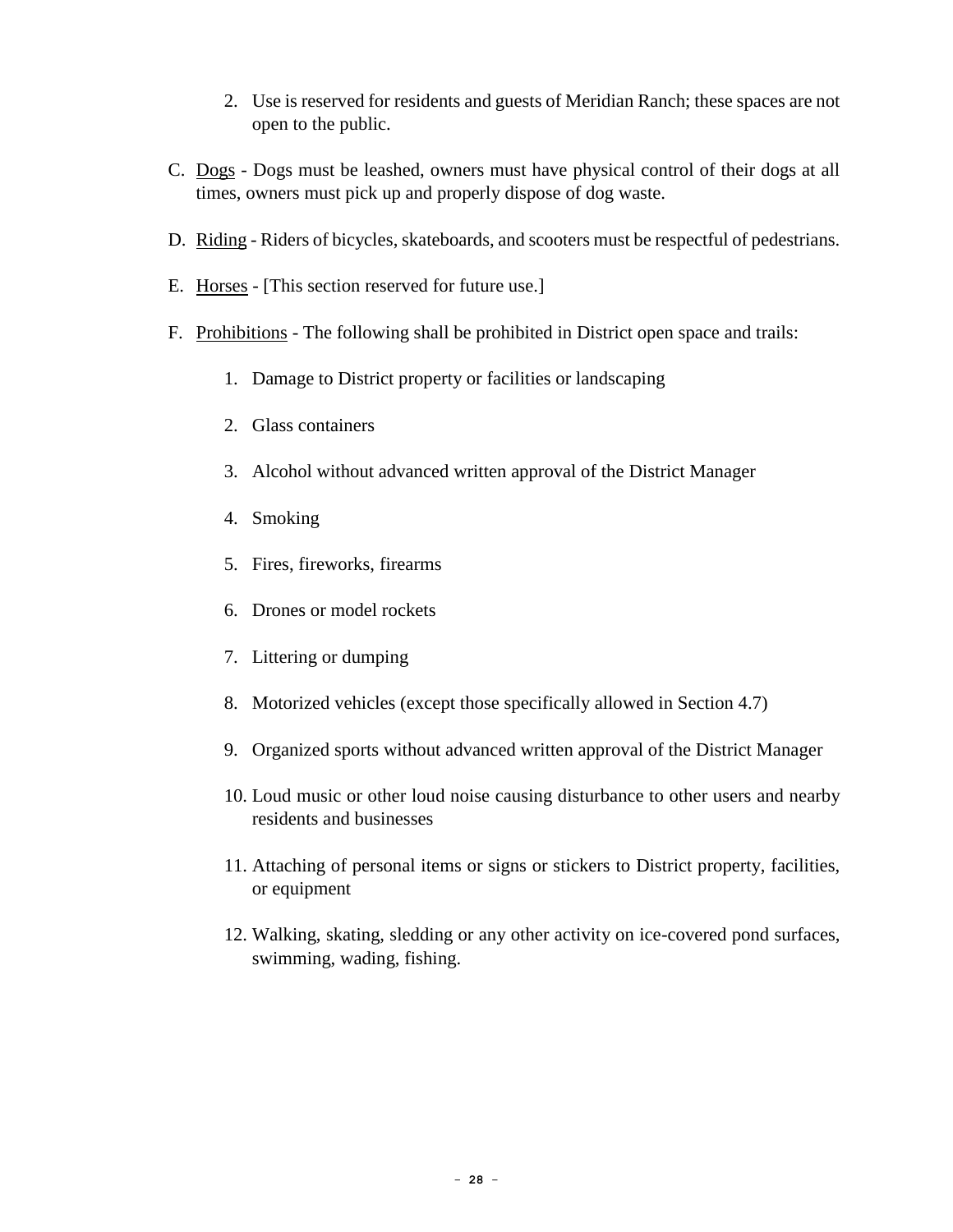2. Use is reserved for residents and guests of Meridian Ranch; these spaces are not open to the public.

C. Dogs - Dogs must be leashed, owners must have physical control of their dogs at all times, owners must pick up and properly dispose of dog waste.

D. Riding - Riders of bicycles, skateboards, and scooters must be respectful of pedestrians.

E. Horses - [This section reserved for future use.]

F. Prohibitions - The following shall be prohibited in District open space and trails:

1. Damage to District property or facilities or landscaping
2. Glass containers
3. Alcohol without advanced written approval of the District Manager
4. Smoking
5. Fires, fireworks, firearms
6. Drones or model rockets
7. Littering or dumping
8. Motorized vehicles (except those specifically allowed in Section 4.7)
9. Organized sports without advanced written approval of the District Manager
10. Loud music or other loud noise causing disturbance to other users and nearby residents and businesses
11. Attaching of personal items or signs or stickers to District property, facilities, or equipment
12. Walking, skating, sledding or any other activity on ice-covered pond surfaces, swimming, wading, fishing.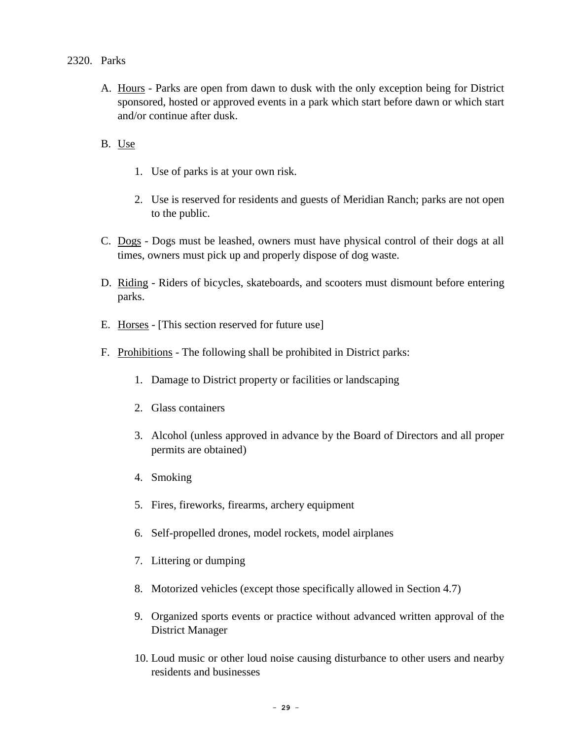## 2320. Parks

A. <u>Hours</u> - Parks are open from dawn to dusk with the only exception being for District sponsored, hosted or approved events in a park which start before dawn or which start and/or continue after dusk.

B. <u>Use</u>

1. Use of parks is at your own risk.

2. Use is reserved for residents and guests of Meridian Ranch; parks are not open to the public.

C. <u>Dogs</u> - Dogs must be leashed, owners must have physical control of their dogs at all times, owners must pick up and properly dispose of dog waste.

D. <u>Riding</u> - Riders of bicycles, skateboards, and scooters must dismount before entering parks.

E. <u>Horses</u> - [This section reserved for future use]

F. <u>Prohibitions</u> - The following shall be prohibited in District parks:

1. Damage to District property or facilities or landscaping

2. Glass containers

3. Alcohol (unless approved in advance by the Board of Directors and all proper permits are obtained)

4. Smoking

5. Fires, fireworks, firearms, archery equipment

6. Self-propelled drones, model rockets, model airplanes

7. Littering or dumping

8. Motorized vehicles (except those specifically allowed in Section 4.7)

9. Organized sports events or practice without advanced written approval of the District Manager

10. Loud music or other loud noise causing disturbance to other users and nearby residents and businesses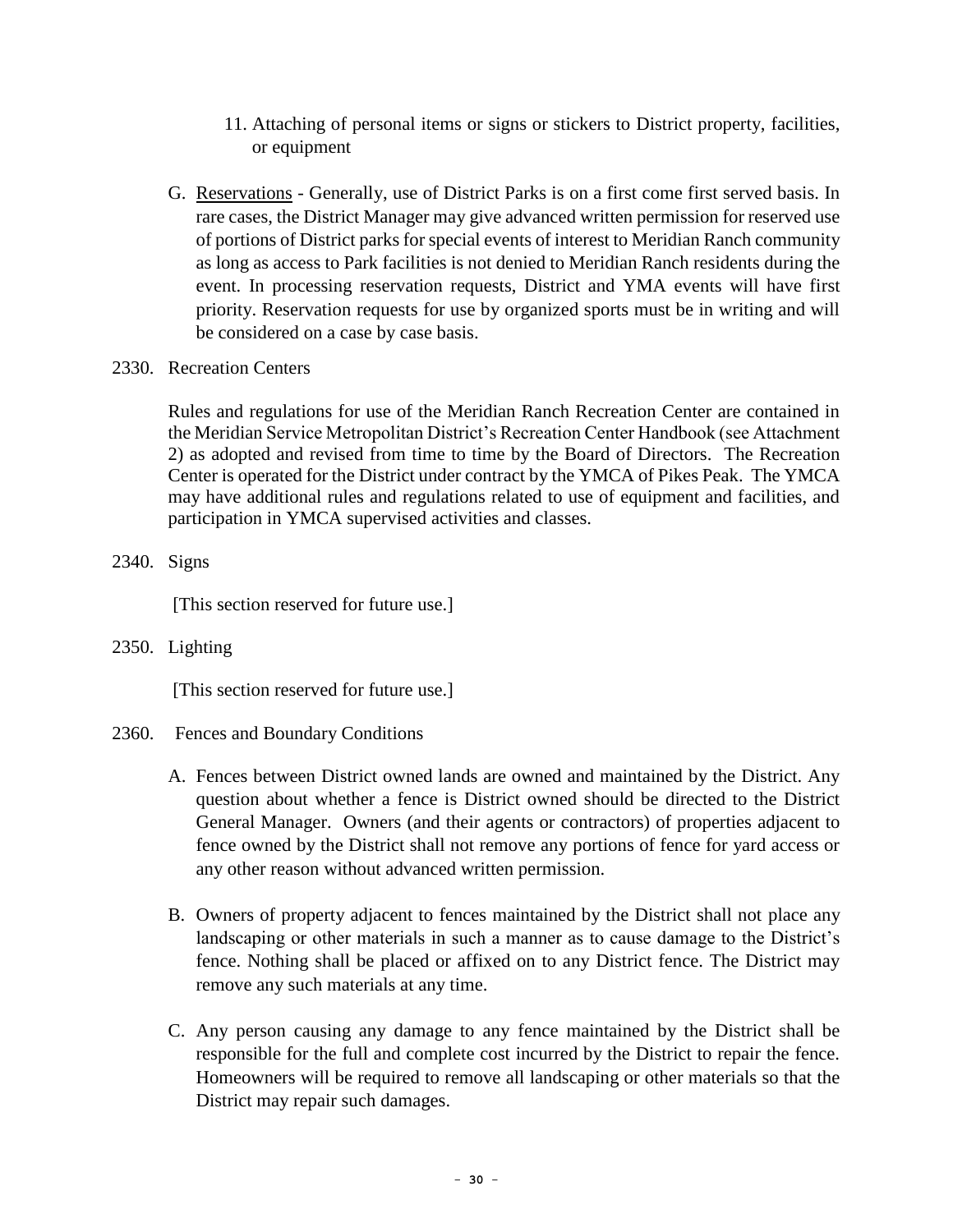11. Attaching of personal items or signs or stickers to District property, facilities, or equipment

G. Reservations - Generally, use of District Parks is on a first come first served basis. In rare cases, the District Manager may give advanced written permission for reserved use of portions of District parks for special events of interest to Meridian Ranch community as long as access to Park facilities is not denied to Meridian Ranch residents during the event. In processing reservation requests, District and YMA events will have first priority. Reservation requests for use by organized sports must be in writing and will be considered on a case by case basis.

2330. Recreation Centers

Rules and regulations for use of the Meridian Ranch Recreation Center are contained in the Meridian Service Metropolitan District's Recreation Center Handbook (see Attachment 2) as adopted and revised from time to time by the Board of Directors. The Recreation Center is operated for the District under contract by the YMCA of Pikes Peak. The YMCA may have additional rules and regulations related to use of equipment and facilities, and participation in YMCA supervised activities and classes.

2340. Signs

[This section reserved for future use.]

2350. Lighting

[This section reserved for future use.]

2360. Fences and Boundary Conditions

A. Fences between District owned lands are owned and maintained by the District. Any question about whether a fence is District owned should be directed to the District General Manager. Owners (and their agents or contractors) of properties adjacent to fence owned by the District shall not remove any portions of fence for yard access or any other reason without advanced written permission.

B. Owners of property adjacent to fences maintained by the District shall not place any landscaping or other materials in such a manner as to cause damage to the District's fence. Nothing shall be placed or affixed on to any District fence. The District may remove any such materials at any time.

C. Any person causing any damage to any fence maintained by the District shall be responsible for the full and complete cost incurred by the District to repair the fence. Homeowners will be required to remove all landscaping or other materials so that the District may repair such damages.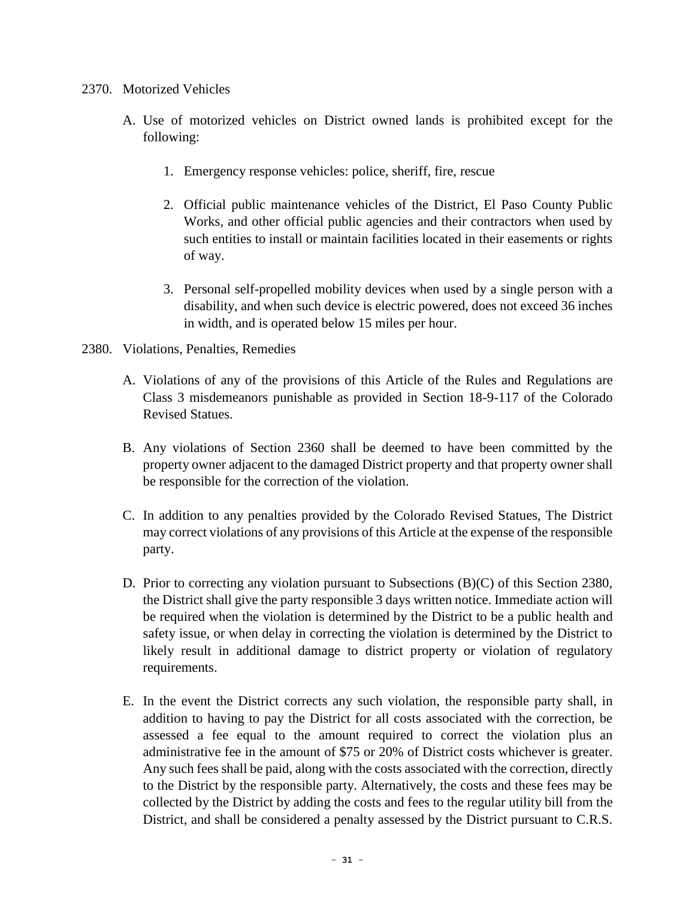2370. Motorized Vehicles

A. Use of motorized vehicles on District owned lands is prohibited except for the following:

   1. Emergency response vehicles: police, sheriff, fire, rescue

   2. Official public maintenance vehicles of the District, El Paso County Public Works, and other official public agencies and their contractors when used by such entities to install or maintain facilities located in their easements or rights of way.

   3. Personal self-propelled mobility devices when used by a single person with a disability, and when such device is electric powered, does not exceed 36 inches in width, and is operated below 15 miles per hour.

2380. Violations, Penalties, Remedies

A. Violations of any of the provisions of this Article of the Rules and Regulations are Class 3 misdemeanors punishable as provided in Section 18-9-117 of the Colorado Revised Statues.

B. Any violations of Section 2360 shall be deemed to have been committed by the property owner adjacent to the damaged District property and that property owner shall be responsible for the correction of the violation.

C. In addition to any penalties provided by the Colorado Revised Statues, The District may correct violations of any provisions of this Article at the expense of the responsible party.

D. Prior to correcting any violation pursuant to Subsections (B)(C) of this Section 2380, the District shall give the party responsible 3 days written notice. Immediate action will be required when the violation is determined by the District to be a public health and safety issue, or when delay in correcting the violation is determined by the District to likely result in additional damage to district property or violation of regulatory requirements.

E. In the event the District corrects any such violation, the responsible party shall, in addition to having to pay the District for all costs associated with the correction, be assessed a fee equal to the amount required to correct the violation plus an administrative fee in the amount of $75 or 20% of District costs whichever is greater. Any such fees shall be paid, along with the costs associated with the correction, directly to the District by the responsible party. Alternatively, the costs and these fees may be collected by the District by adding the costs and fees to the regular utility bill from the District, and shall be considered a penalty assessed by the District pursuant to C.R.S.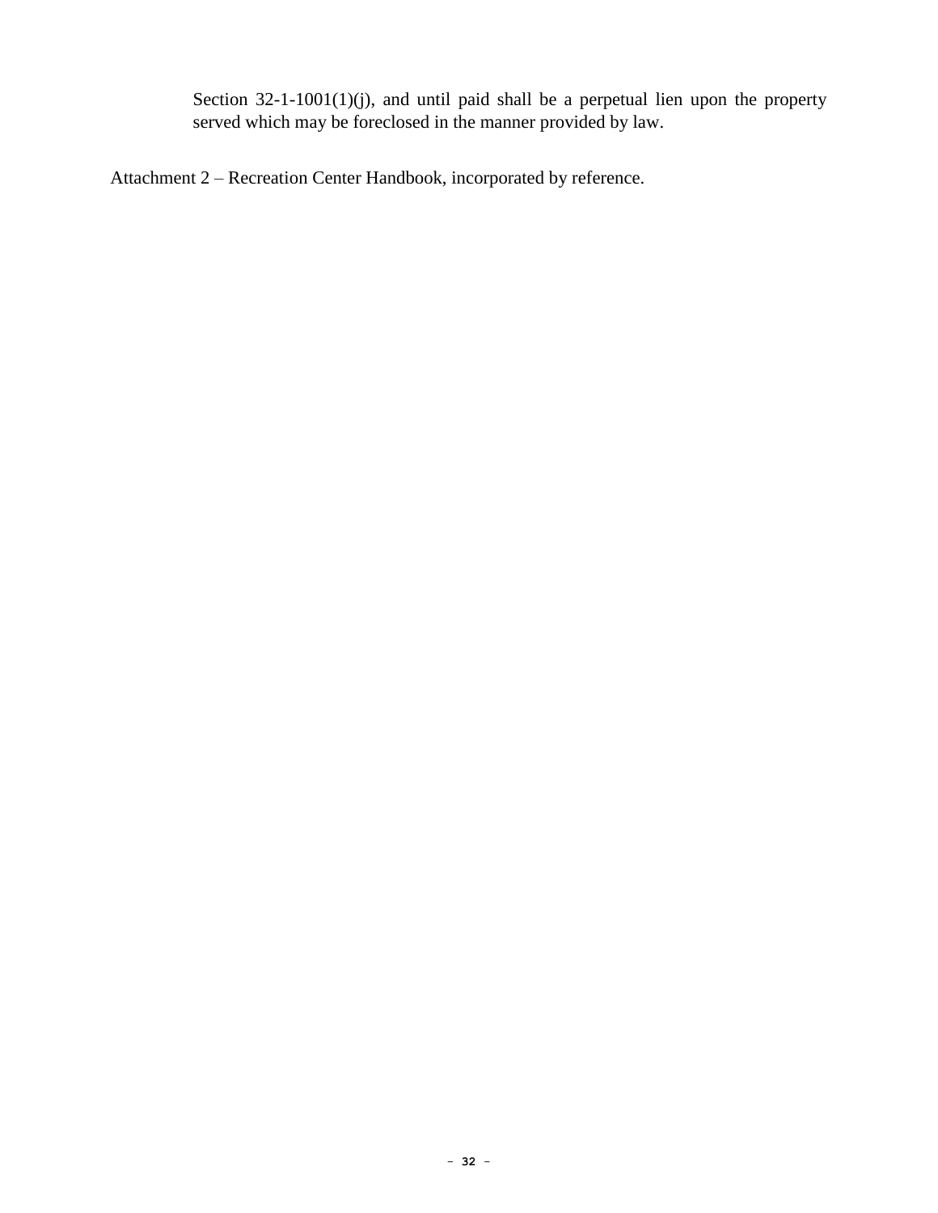Section 32-1-1001(1)(j), and until paid shall be a perpetual lien upon the property served which may be foreclosed in the manner provided by law.

Attachment 2 – Recreation Center Handbook, incorporated by reference.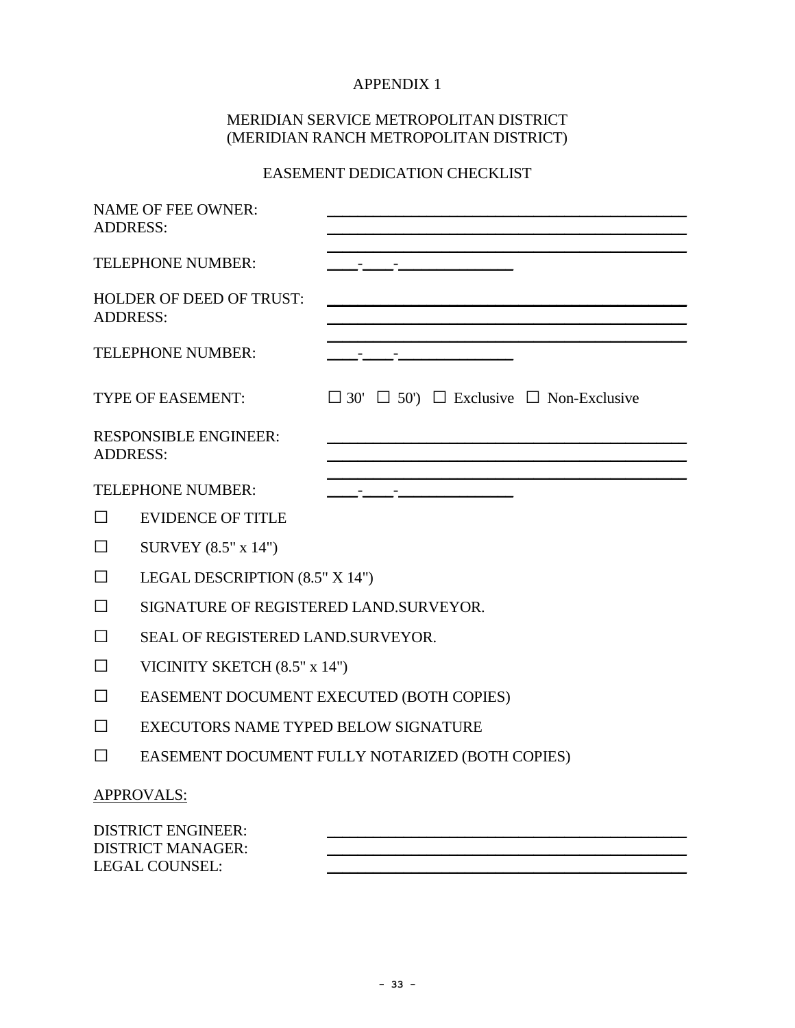# APPENDIX 1

## MERIDIAN SERVICE METROPOLITAN DISTRICT
## (MERIDIAN RANCH METROPOLITAN DISTRICT)

### EASEMENT DEDICATION CHECKLIST

NAME OF FEE OWNER: ______________________________________________
ADDRESS: ______________________________________________
______________________________________________

TELEPHONE NUMBER: ____-____-______________

HOLDER OF DEED OF TRUST: ______________________________________________
ADDRESS: ______________________________________________
______________________________________________

TELEPHONE NUMBER: ____-____-______________

TYPE OF EASEMENT: ☐ 30' ☐ 50') ☐ Exclusive ☐ Non-Exclusive

RESPONSIBLE ENGINEER: ______________________________________________
ADDRESS: ______________________________________________
______________________________________________

TELEPHONE NUMBER: ____-____-______________

☐ EVIDENCE OF TITLE

☐ SURVEY (8.5" x 14")

☐ LEGAL DESCRIPTION (8.5" X 14")

☐ SIGNATURE OF REGISTERED LAND.SURVEYOR.

☐ SEAL OF REGISTERED LAND.SURVEYOR.

☐ VICINITY SKETCH (8.5" x 14")

☐ EASEMENT DOCUMENT EXECUTED (BOTH COPIES)

☐ EXECUTORS NAME TYPED BELOW SIGNATURE

☐ EASEMENT DOCUMENT FULLY NOTARIZED (BOTH COPIES)

<u>APPROVALS:</u>

DISTRICT ENGINEER: ______________________________________________
DISTRICT MANAGER: ______________________________________________
LEGAL COUNSEL: ______________________________________________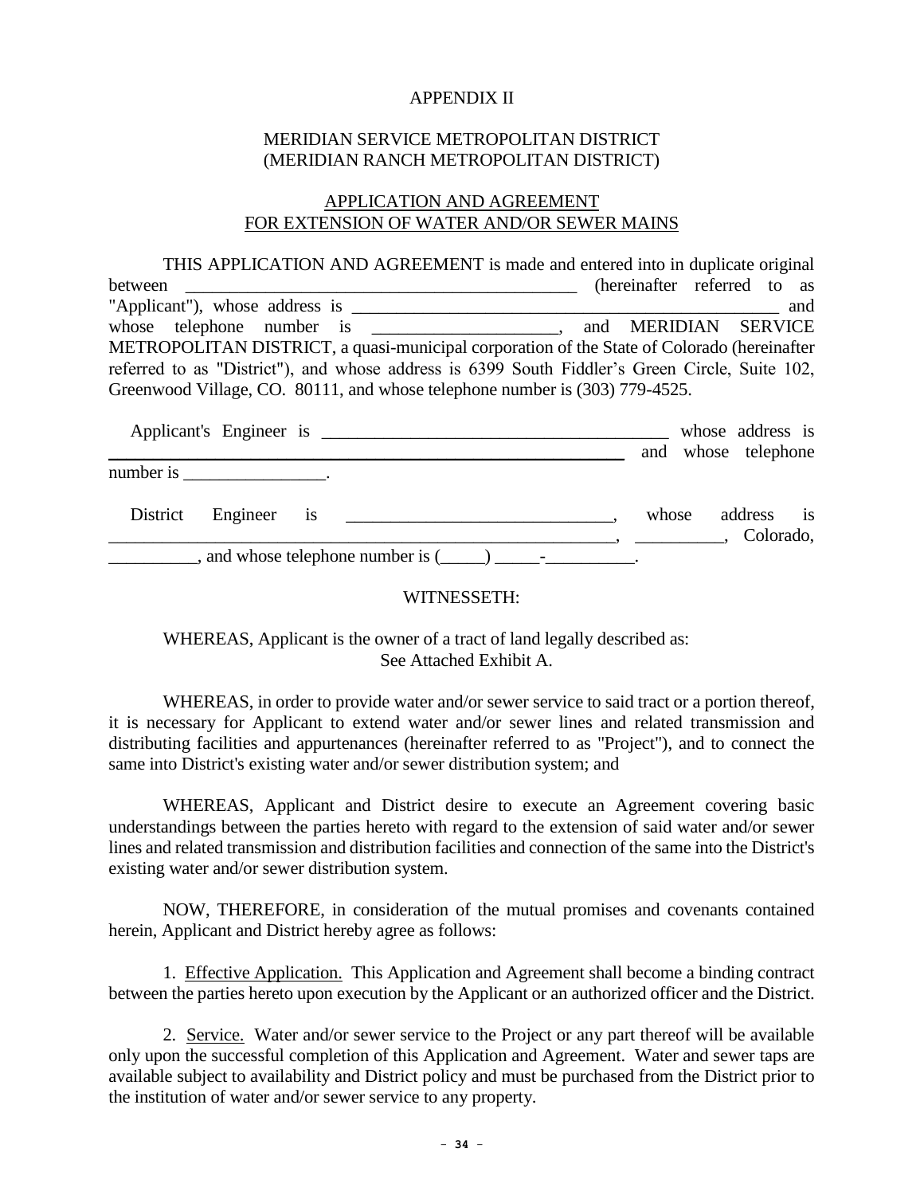APPENDIX II

MERIDIAN SERVICE METROPOLITAN DISTRICT
(MERIDIAN RANCH METROPOLITAN DISTRICT)

APPLICATION AND AGREEMENT
FOR EXTENSION OF WATER AND/OR SEWER MAINS

THIS APPLICATION AND AGREEMENT is made and entered into in duplicate original between _____________________________________________ (hereinafter referred to as "Applicant"), whose address is _________________________________________________ and whose telephone number is ____________________, and MERIDIAN SERVICE METROPOLITAN DISTRICT, a quasi-municipal corporation of the State of Colorado (hereinafter referred to as "District"), and whose address is 6399 South Fiddler's Green Circle, Suite 102, Greenwood Village, CO. 80111, and whose telephone number is (303) 779-4525.

Applicant's Engineer is _______________________________________ whose address is ___________________________________________________________ and whose telephone number is ________________.

District Engineer is _____________________________, whose address is ___________________________________________________________, __________, Colorado, __________, and whose telephone number is (_____) _____-__________.

WITNESSETH:

WHEREAS, Applicant is the owner of a tract of land legally described as:
See Attached Exhibit A.

WHEREAS, in order to provide water and/or sewer service to said tract or a portion thereof, it is necessary for Applicant to extend water and/or sewer lines and related transmission and distributing facilities and appurtenances (hereinafter referred to as "Project"), and to connect the same into District's existing water and/or sewer distribution system; and

WHEREAS, Applicant and District desire to execute an Agreement covering basic understandings between the parties hereto with regard to the extension of said water and/or sewer lines and related transmission and distribution facilities and connection of the same into the District's existing water and/or sewer distribution system.

NOW, THEREFORE, in consideration of the mutual promises and covenants contained herein, Applicant and District hereby agree as follows:

1. Effective Application. This Application and Agreement shall become a binding contract between the parties hereto upon execution by the Applicant or an authorized officer and the District.

2. Service. Water and/or sewer service to the Project or any part thereof will be available only upon the successful completion of this Application and Agreement. Water and sewer taps are available subject to availability and District policy and must be purchased from the District prior to the institution of water and/or sewer service to any property.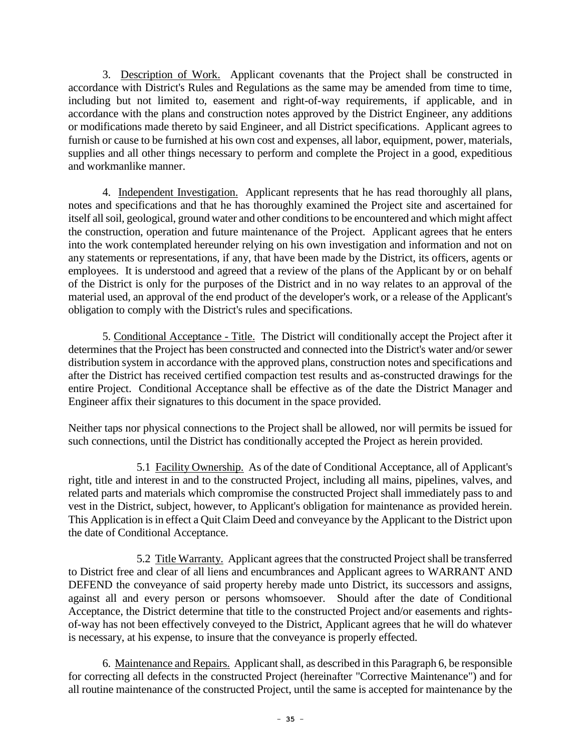3. <u>Description of Work.</u> Applicant covenants that the Project shall be constructed in accordance with District's Rules and Regulations as the same may be amended from time to time, including but not limited to, easement and right-of-way requirements, if applicable, and in accordance with the plans and construction notes approved by the District Engineer, any additions or modifications made thereto by said Engineer, and all District specifications. Applicant agrees to furnish or cause to be furnished at his own cost and expenses, all labor, equipment, power, materials, supplies and all other things necessary to perform and complete the Project in a good, expeditious and workmanlike manner.

4. <u>Independent Investigation.</u> Applicant represents that he has read thoroughly all plans, notes and specifications and that he has thoroughly examined the Project site and ascertained for itself all soil, geological, ground water and other conditions to be encountered and which might affect the construction, operation and future maintenance of the Project. Applicant agrees that he enters into the work contemplated hereunder relying on his own investigation and information and not on any statements or representations, if any, that have been made by the District, its officers, agents or employees. It is understood and agreed that a review of the plans of the Applicant by or on behalf of the District is only for the purposes of the District and in no way relates to an approval of the material used, an approval of the end product of the developer's work, or a release of the Applicant's obligation to comply with the District's rules and specifications.

5. <u>Conditional Acceptance - Title.</u> The District will conditionally accept the Project after it determines that the Project has been constructed and connected into the District's water and/or sewer distribution system in accordance with the approved plans, construction notes and specifications and after the District has received certified compaction test results and as-constructed drawings for the entire Project. Conditional Acceptance shall be effective as of the date the District Manager and Engineer affix their signatures to this document in the space provided.

Neither taps nor physical connections to the Project shall be allowed, nor will permits be issued for such connections, until the District has conditionally accepted the Project as herein provided.

5.1 <u>Facility Ownership.</u> As of the date of Conditional Acceptance, all of Applicant's right, title and interest in and to the constructed Project, including all mains, pipelines, valves, and related parts and materials which compromise the constructed Project shall immediately pass to and vest in the District, subject, however, to Applicant's obligation for maintenance as provided herein. This Application is in effect a Quit Claim Deed and conveyance by the Applicant to the District upon the date of Conditional Acceptance.

5.2 <u>Title Warranty.</u> Applicant agrees that the constructed Project shall be transferred to District free and clear of all liens and encumbrances and Applicant agrees to WARRANT AND DEFEND the conveyance of said property hereby made unto District, its successors and assigns, against all and every person or persons whomsoever. Should after the date of Conditional Acceptance, the District determine that title to the constructed Project and/or easements and rights-of-way has not been effectively conveyed to the District, Applicant agrees that he will do whatever is necessary, at his expense, to insure that the conveyance is properly effected.

6. <u>Maintenance and Repairs.</u> Applicant shall, as described in this Paragraph 6, be responsible for correcting all defects in the constructed Project (hereinafter "Corrective Maintenance") and for all routine maintenance of the constructed Project, until the same is accepted for maintenance by the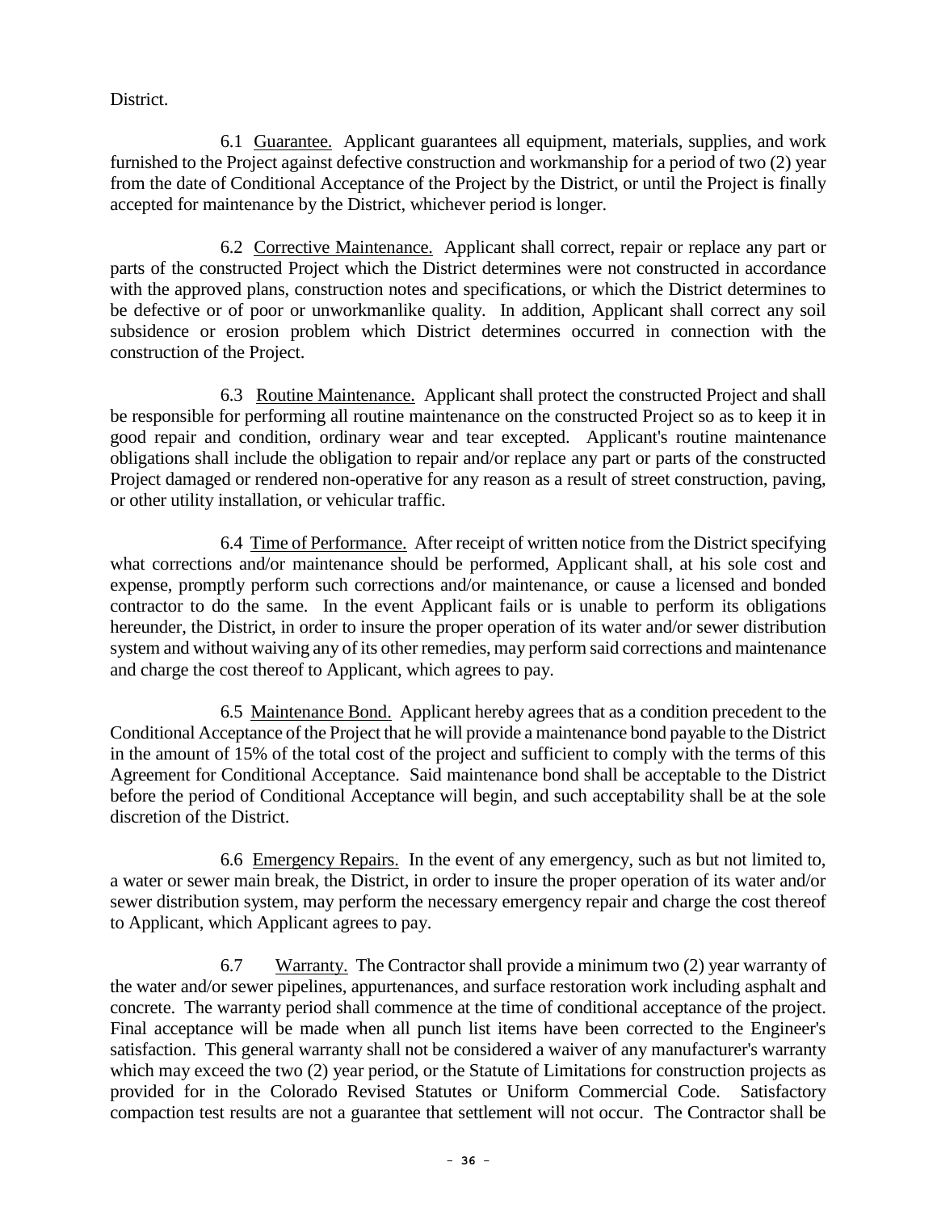District.

6.1 Guarantee. Applicant guarantees all equipment, materials, supplies, and work furnished to the Project against defective construction and workmanship for a period of two (2) year from the date of Conditional Acceptance of the Project by the District, or until the Project is finally accepted for maintenance by the District, whichever period is longer.

6.2 Corrective Maintenance. Applicant shall correct, repair or replace any part or parts of the constructed Project which the District determines were not constructed in accordance with the approved plans, construction notes and specifications, or which the District determines to be defective or of poor or unworkmanlike quality. In addition, Applicant shall correct any soil subsidence or erosion problem which District determines occurred in connection with the construction of the Project.

6.3 Routine Maintenance. Applicant shall protect the constructed Project and shall be responsible for performing all routine maintenance on the constructed Project so as to keep it in good repair and condition, ordinary wear and tear excepted. Applicant's routine maintenance obligations shall include the obligation to repair and/or replace any part or parts of the constructed Project damaged or rendered non-operative for any reason as a result of street construction, paving, or other utility installation, or vehicular traffic.

6.4 Time of Performance. After receipt of written notice from the District specifying what corrections and/or maintenance should be performed, Applicant shall, at his sole cost and expense, promptly perform such corrections and/or maintenance, or cause a licensed and bonded contractor to do the same. In the event Applicant fails or is unable to perform its obligations hereunder, the District, in order to insure the proper operation of its water and/or sewer distribution system and without waiving any of its other remedies, may perform said corrections and maintenance and charge the cost thereof to Applicant, which agrees to pay.

6.5 Maintenance Bond. Applicant hereby agrees that as a condition precedent to the Conditional Acceptance of the Project that he will provide a maintenance bond payable to the District in the amount of 15% of the total cost of the project and sufficient to comply with the terms of this Agreement for Conditional Acceptance. Said maintenance bond shall be acceptable to the District before the period of Conditional Acceptance will begin, and such acceptability shall be at the sole discretion of the District.

6.6 Emergency Repairs. In the event of any emergency, such as but not limited to, a water or sewer main break, the District, in order to insure the proper operation of its water and/or sewer distribution system, may perform the necessary emergency repair and charge the cost thereof to Applicant, which Applicant agrees to pay.

6.7 Warranty. The Contractor shall provide a minimum two (2) year warranty of the water and/or sewer pipelines, appurtenances, and surface restoration work including asphalt and concrete. The warranty period shall commence at the time of conditional acceptance of the project. Final acceptance will be made when all punch list items have been corrected to the Engineer's satisfaction. This general warranty shall not be considered a waiver of any manufacturer's warranty which may exceed the two (2) year period, or the Statute of Limitations for construction projects as provided for in the Colorado Revised Statutes or Uniform Commercial Code. Satisfactory compaction test results are not a guarantee that settlement will not occur. The Contractor shall be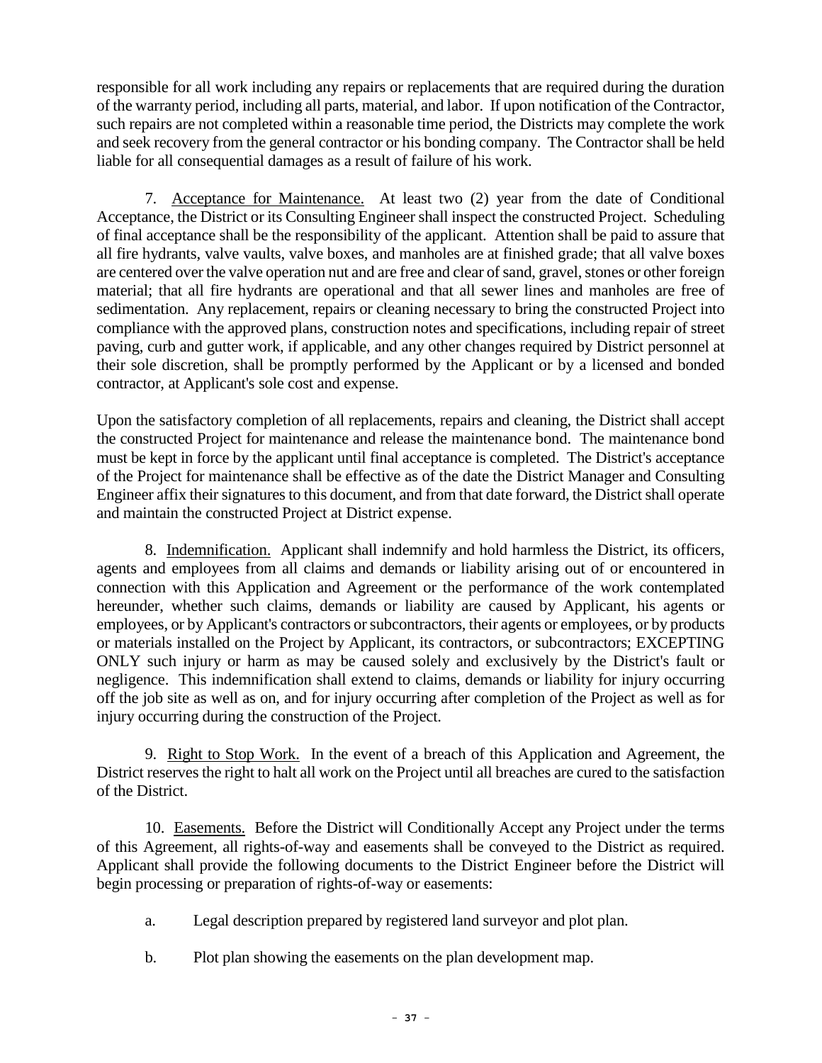responsible for all work including any repairs or replacements that are required during the duration of the warranty period, including all parts, material, and labor. If upon notification of the Contractor, such repairs are not completed within a reasonable time period, the Districts may complete the work and seek recovery from the general contractor or his bonding company. The Contractor shall be held liable for all consequential damages as a result of failure of his work.

7. Acceptance for Maintenance. At least two (2) year from the date of Conditional Acceptance, the District or its Consulting Engineer shall inspect the constructed Project. Scheduling of final acceptance shall be the responsibility of the applicant. Attention shall be paid to assure that all fire hydrants, valve vaults, valve boxes, and manholes are at finished grade; that all valve boxes are centered over the valve operation nut and are free and clear of sand, gravel, stones or other foreign material; that all fire hydrants are operational and that all sewer lines and manholes are free of sedimentation. Any replacement, repairs or cleaning necessary to bring the constructed Project into compliance with the approved plans, construction notes and specifications, including repair of street paving, curb and gutter work, if applicable, and any other changes required by District personnel at their sole discretion, shall be promptly performed by the Applicant or by a licensed and bonded contractor, at Applicant's sole cost and expense.

Upon the satisfactory completion of all replacements, repairs and cleaning, the District shall accept the constructed Project for maintenance and release the maintenance bond. The maintenance bond must be kept in force by the applicant until final acceptance is completed. The District's acceptance of the Project for maintenance shall be effective as of the date the District Manager and Consulting Engineer affix their signatures to this document, and from that date forward, the District shall operate and maintain the constructed Project at District expense.

8. Indemnification. Applicant shall indemnify and hold harmless the District, its officers, agents and employees from all claims and demands or liability arising out of or encountered in connection with this Application and Agreement or the performance of the work contemplated hereunder, whether such claims, demands or liability are caused by Applicant, his agents or employees, or by Applicant's contractors or subcontractors, their agents or employees, or by products or materials installed on the Project by Applicant, its contractors, or subcontractors; EXCEPTING ONLY such injury or harm as may be caused solely and exclusively by the District's fault or negligence. This indemnification shall extend to claims, demands or liability for injury occurring off the job site as well as on, and for injury occurring after completion of the Project as well as for injury occurring during the construction of the Project.

9. Right to Stop Work. In the event of a breach of this Application and Agreement, the District reserves the right to halt all work on the Project until all breaches are cured to the satisfaction of the District.

10. Easements. Before the District will Conditionally Accept any Project under the terms of this Agreement, all rights-of-way and easements shall be conveyed to the District as required. Applicant shall provide the following documents to the District Engineer before the District will begin processing or preparation of rights-of-way or easements:

a. Legal description prepared by registered land surveyor and plot plan.

b. Plot plan showing the easements on the plan development map.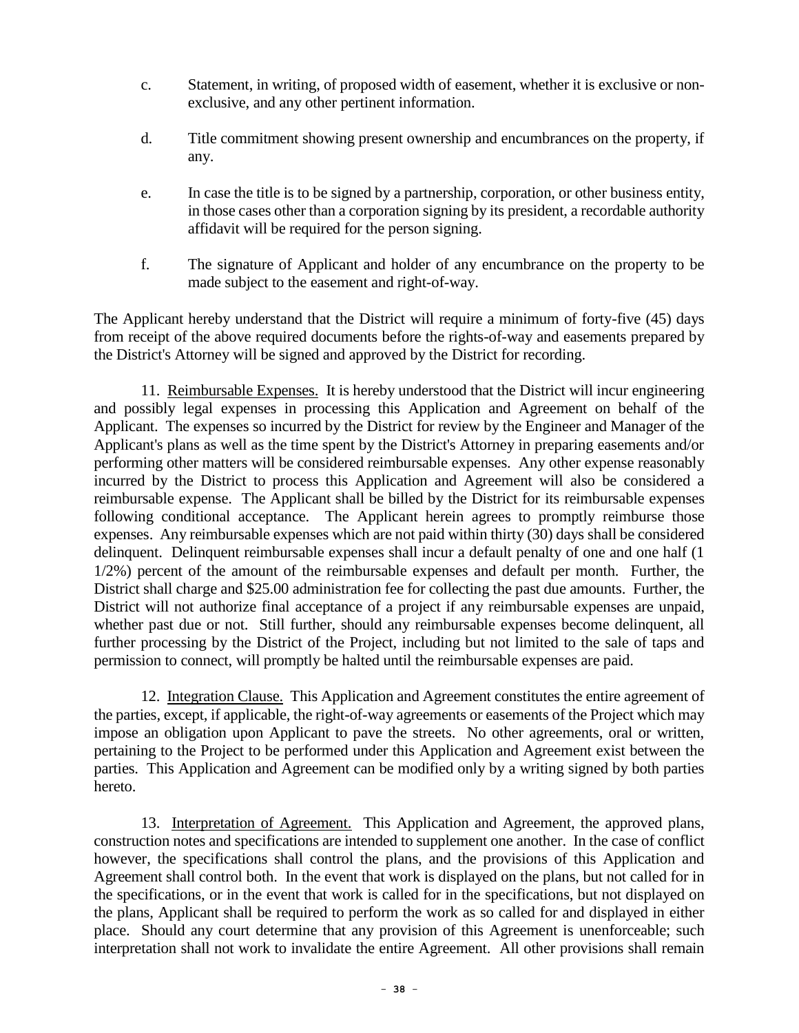c. Statement, in writing, of proposed width of easement, whether it is exclusive or non-exclusive, and any other pertinent information.

d. Title commitment showing present ownership and encumbrances on the property, if any.

e. In case the title is to be signed by a partnership, corporation, or other business entity, in those cases other than a corporation signing by its president, a recordable authority affidavit will be required for the person signing.

f. The signature of Applicant and holder of any encumbrance on the property to be made subject to the easement and right-of-way.

The Applicant hereby understand that the District will require a minimum of forty-five (45) days from receipt of the above required documents before the rights-of-way and easements prepared by the District's Attorney will be signed and approved by the District for recording.

11. Reimbursable Expenses. It is hereby understood that the District will incur engineering and possibly legal expenses in processing this Application and Agreement on behalf of the Applicant. The expenses so incurred by the District for review by the Engineer and Manager of the Applicant's plans as well as the time spent by the District's Attorney in preparing easements and/or performing other matters will be considered reimbursable expenses. Any other expense reasonably incurred by the District to process this Application and Agreement will also be considered a reimbursable expense. The Applicant shall be billed by the District for its reimbursable expenses following conditional acceptance. The Applicant herein agrees to promptly reimburse those expenses. Any reimbursable expenses which are not paid within thirty (30) days shall be considered delinquent. Delinquent reimbursable expenses shall incur a default penalty of one and one half (1 1/2%) percent of the amount of the reimbursable expenses and default per month. Further, the District shall charge and $25.00 administration fee for collecting the past due amounts. Further, the District will not authorize final acceptance of a project if any reimbursable expenses are unpaid, whether past due or not. Still further, should any reimbursable expenses become delinquent, all further processing by the District of the Project, including but not limited to the sale of taps and permission to connect, will promptly be halted until the reimbursable expenses are paid.

12. Integration Clause. This Application and Agreement constitutes the entire agreement of the parties, except, if applicable, the right-of-way agreements or easements of the Project which may impose an obligation upon Applicant to pave the streets. No other agreements, oral or written, pertaining to the Project to be performed under this Application and Agreement exist between the parties. This Application and Agreement can be modified only by a writing signed by both parties hereto.

13. Interpretation of Agreement. This Application and Agreement, the approved plans, construction notes and specifications are intended to supplement one another. In the case of conflict however, the specifications shall control the plans, and the provisions of this Application and Agreement shall control both. In the event that work is displayed on the plans, but not called for in the specifications, or in the event that work is called for in the specifications, but not displayed on the plans, Applicant shall be required to perform the work as so called for and displayed in either place. Should any court determine that any provision of this Agreement is unenforceable; such interpretation shall not work to invalidate the entire Agreement. All other provisions shall remain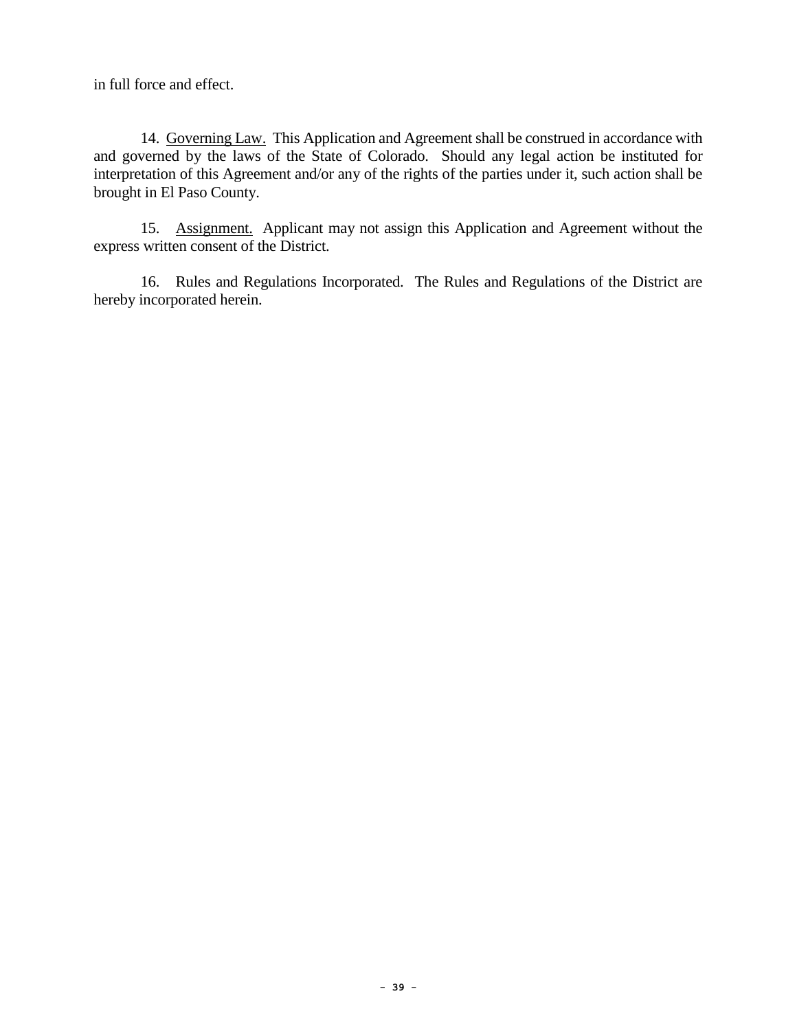in full force and effect.

14. Governing Law. This Application and Agreement shall be construed in accordance with and governed by the laws of the State of Colorado. Should any legal action be instituted for interpretation of this Agreement and/or any of the rights of the parties under it, such action shall be brought in El Paso County.

15. Assignment. Applicant may not assign this Application and Agreement without the express written consent of the District.

16. Rules and Regulations Incorporated. The Rules and Regulations of the District are hereby incorporated herein.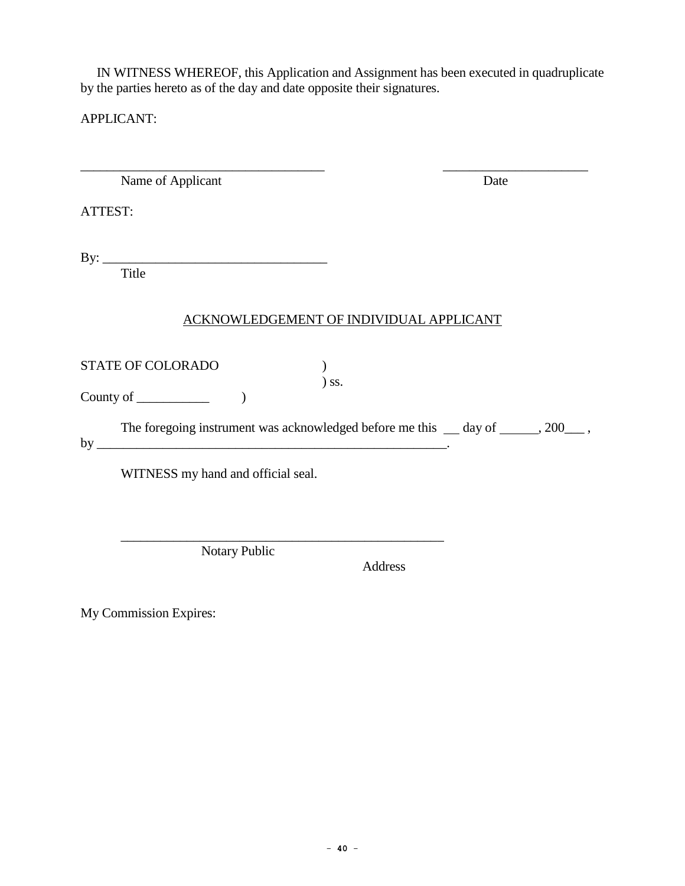IN WITNESS WHEREOF, this Application and Assignment has been executed in quadruplicate by the parties hereto as of the day and date opposite their signatures.

APPLICANT:

_____________________________________ &nbsp;&nbsp;&nbsp;&nbsp;&nbsp;&nbsp;&nbsp;&nbsp;&nbsp;&nbsp;&nbsp;&nbsp;&nbsp;&nbsp;&nbsp;&nbsp;&nbsp;&nbsp; ______________________
Name of Applicant &nbsp;&nbsp;&nbsp;&nbsp;&nbsp;&nbsp;&nbsp;&nbsp;&nbsp;&nbsp;&nbsp;&nbsp;&nbsp;&nbsp;&nbsp;&nbsp;&nbsp;&nbsp;&nbsp;&nbsp;&nbsp;&nbsp;&nbsp;&nbsp;&nbsp;&nbsp;&nbsp;&nbsp;&nbsp;&nbsp;&nbsp;&nbsp;&nbsp;&nbsp;&nbsp;&nbsp;&nbsp;&nbsp;&nbsp;&nbsp;&nbsp;&nbsp;&nbsp;&nbsp;&nbsp;&nbsp;&nbsp;&nbsp;&nbsp;&nbsp; Date

ATTEST:

By: _________________________________
Title

## ACKNOWLEDGEMENT OF INDIVIDUAL APPLICANT

STATE OF COLORADO )
) ss.
County of ___________ )

The foregoing instrument was acknowledged before me this __ day of ______, 200___ , by ______________________________________________________.

WITNESS my hand and official seal.

__________________________________________________
Notary Public

Address

My Commission Expires: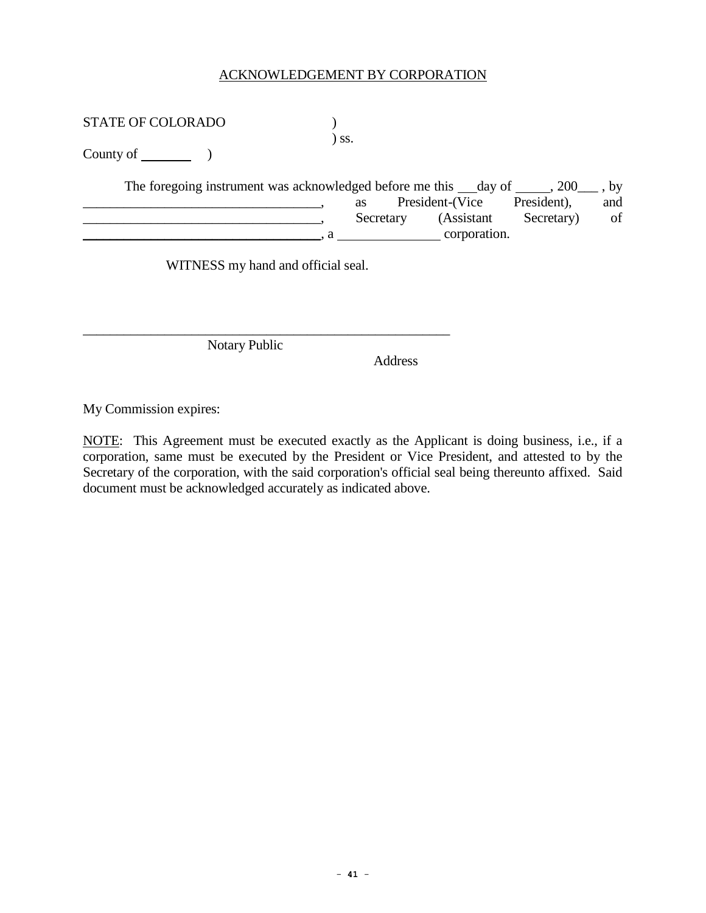ACKNOWLEDGEMENT BY CORPORATION

STATE OF COLORADO )
) ss.
County of ________ )

The foregoing instrument was acknowledged before me this ___day of _____, 200___ , by ___________________________________, as President-(Vice President), and ___________________________________, Secretary (Assistant Secretary) of ___________________________________, a _______________ corporation.

WITNESS my hand and official seal.

_______________________________________________________
Notary Public

Address

My Commission expires:

NOTE: This Agreement must be executed exactly as the Applicant is doing business, i.e., if a corporation, same must be executed by the President or Vice President, and attested to by the Secretary of the corporation, with the said corporation's official seal being thereunto affixed. Said document must be acknowledged accurately as indicated above.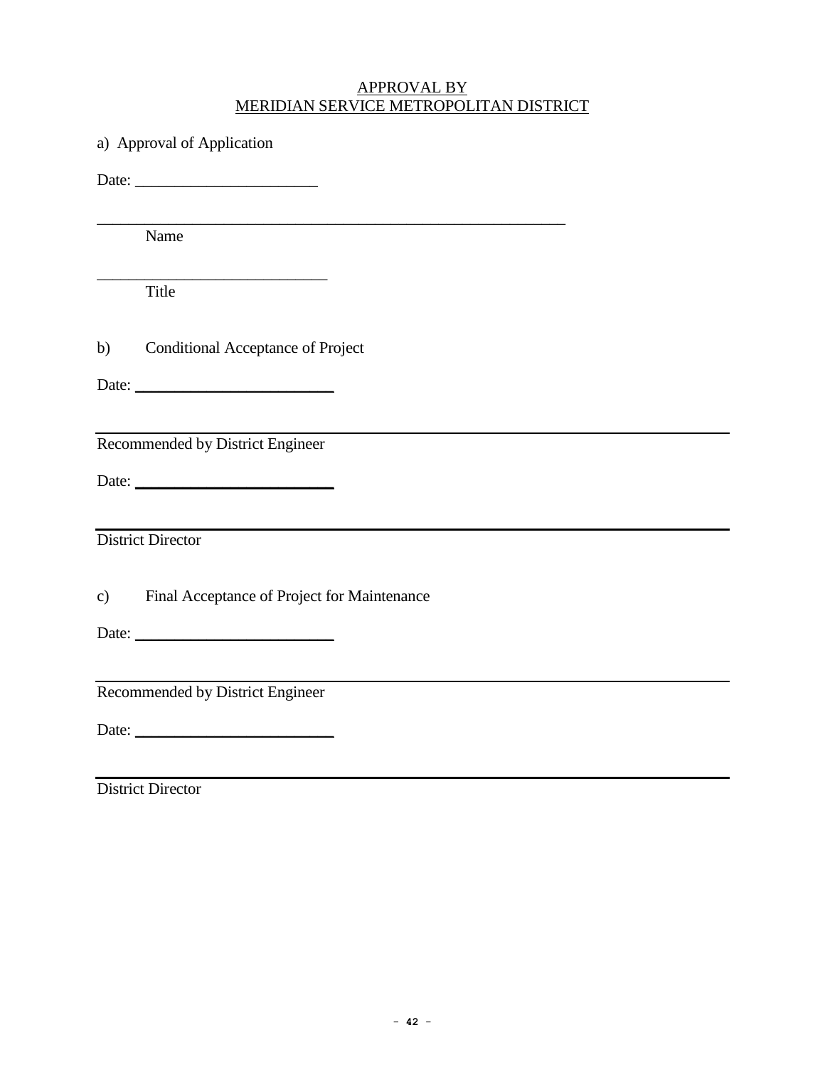## APPROVAL BY
## MERIDIAN SERVICE METROPOLITAN DISTRICT

a) Approval of Application

Date: _______________________

___________________________________________________________

Name

_____________________________

Title

b) Conditional Acceptance of Project

Date: _________________________

________________________________________________________________________________

Recommended by District Engineer

Date: _________________________

________________________________________________________________________________

District Director

c) Final Acceptance of Project for Maintenance

Date: _________________________

________________________________________________________________________________

Recommended by District Engineer

Date: _________________________

________________________________________________________________________________

District Director